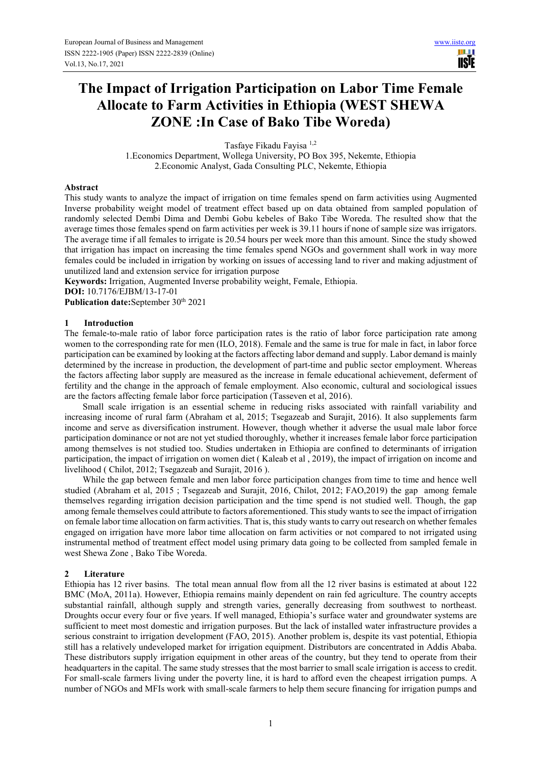# The Impact of Irrigation Participation on Labor Time Female Allocate to Farm Activities in Ethiopia (WEST SHEWA ZONE :In Case of Bako Tibe Woreda)

Tasfaye Fikadu Fayisa [1,2]

1.Economics Department, Wollega University, PO Box 395, Nekemte, Ethiopia
2.Economic Analyst, Gada Consulting PLC, Nekemte, Ethiopia

## Abstract

This study wants to analyze the impact of irrigation on time females spend on farm activities using Augmented Inverse probability weight model of treatment effect based up on data obtained from sampled population of randomly selected Dembi Dima and Dembi Gobu kebeles of Bako Tibe Woreda. The resulted show that the average times those females spend on farm activities per week is 39.11 hours if none of sample size was irrigators. The average time if all females to irrigate is 20.54 hours per week more than this amount. Since the study showed that irrigation has impact on increasing the time females spend NGOs and government shall work in way more females could be included in irrigation by working on issues of accessing land to river and making adjustment of unutilized land and extension service for irrigation purpose

**Keywords:** Irrigation, Augmented Inverse probability weight, Female, Ethiopia.

**DOI:** 10.7176/EJBM/13-17-01

**Publication date:**September 30th 2021

## 1 Introduction

The female-to-male ratio of labor force participation rates is the ratio of labor force participation rate among women to the corresponding rate for men (ILO, 2018). Female and the same is true for male in fact, in labor force participation can be examined by looking at the factors affecting labor demand and supply. Labor demand is mainly determined by the increase in production, the development of part-time and public sector employment. Whereas the factors affecting labor supply are measured as the increase in female educational achievement, deferment of fertility and the change in the approach of female employment. Also economic, cultural and sociological issues are the factors affecting female labor force participation (Tasseven et al, 2016).

Small scale irrigation is an essential scheme in reducing risks associated with rainfall variability and increasing income of rural farm (Abraham et al, 2015; Tsegazeab and Surajit, 2016). It also supplements farm income and serve as diversification instrument. However, though whether it adverse the usual male labor force participation dominance or not are not yet studied thoroughly, whether it increases female labor force participation among themselves is not studied too. Studies undertaken in Ethiopia are confined to determinants of irrigation participation, the impact of irrigation on women diet ( Kaleab et al , 2019), the impact of irrigation on income and livelihood ( Chilot, 2012; Tsegazeab and Surajit, 2016 ).

While the gap between female and men labor force participation changes from time to time and hence well studied (Abraham et al, 2015 ; Tsegazeab and Surajit, 2016, Chilot, 2012; FAO,2019) the gap among female themselves regarding irrigation decision participation and the time spend is not studied well. Though, the gap among female themselves could attribute to factors aforementioned. This study wants to see the impact of irrigation on female labor time allocation on farm activities. That is, this study wants to carry out research on whether females engaged on irrigation have more labor time allocation on farm activities or not compared to not irrigated using instrumental method of treatment effect model using primary data going to be collected from sampled female in west Shewa Zone , Bako Tibe Woreda.

## 2 Literature

Ethiopia has 12 river basins. The total mean annual flow from all the 12 river basins is estimated at about 122 BMC (MoA, 2011a). However, Ethiopia remains mainly dependent on rain fed agriculture. The country accepts substantial rainfall, although supply and strength varies, generally decreasing from southwest to northeast. Droughts occur every four or five years. If well managed, Ethiopia's surface water and groundwater systems are sufficient to meet most domestic and irrigation purposes. But the lack of installed water infrastructure provides a serious constraint to irrigation development (FAO, 2015). Another problem is, despite its vast potential, Ethiopia still has a relatively undeveloped market for irrigation equipment. Distributors are concentrated in Addis Ababa. These distributors supply irrigation equipment in other areas of the country, but they tend to operate from their headquarters in the capital. The same study stresses that the most barrier to small scale irrigation is access to credit. For small-scale farmers living under the poverty line, it is hard to afford even the cheapest irrigation pumps. A number of NGOs and MFIs work with small-scale farmers to help them secure financing for irrigation pumps and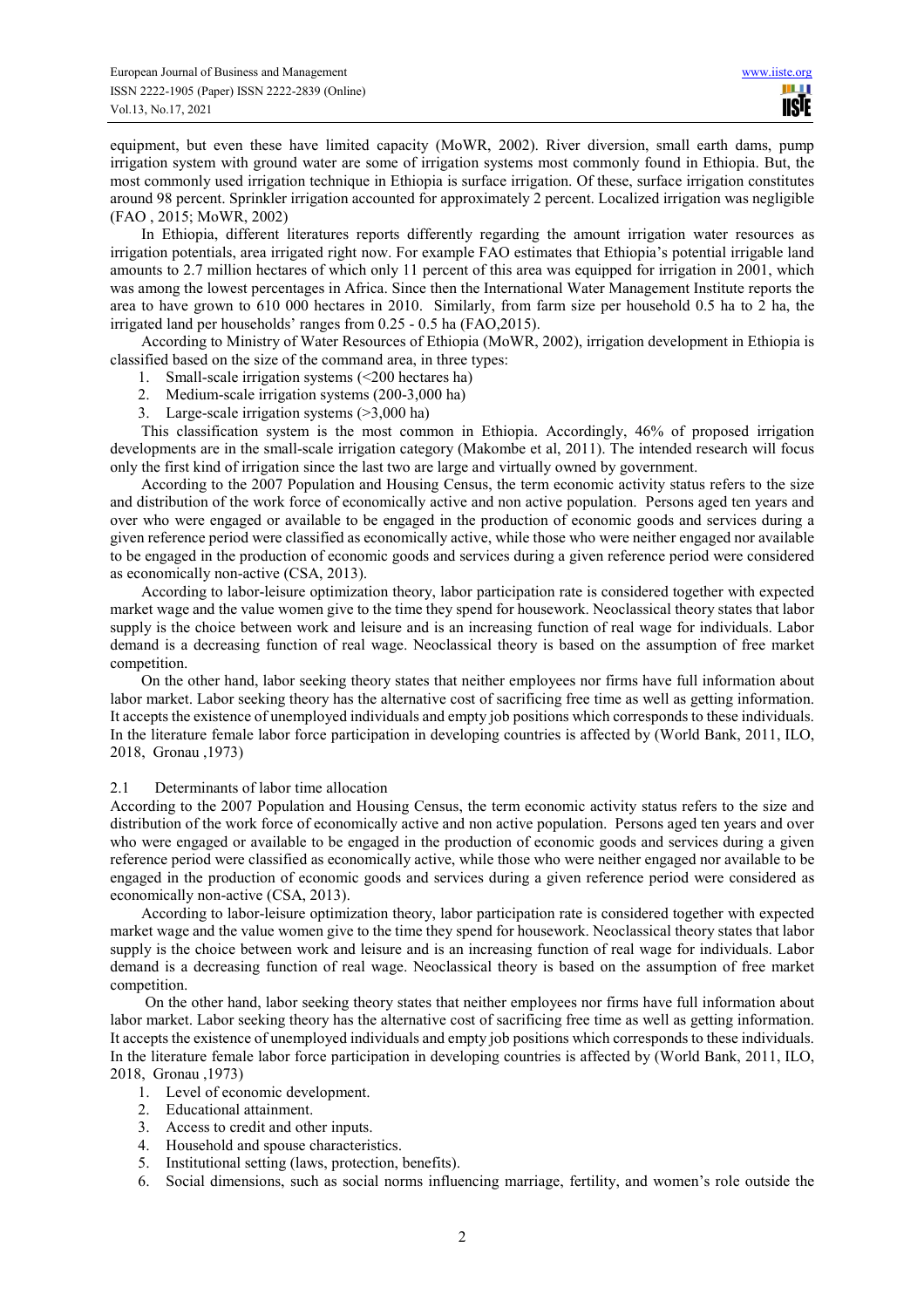equipment, but even these have limited capacity (MoWR, 2002). River diversion, small earth dams, pump irrigation system with ground water are some of irrigation systems most commonly found in Ethiopia. But, the most commonly used irrigation technique in Ethiopia is surface irrigation. Of these, surface irrigation constitutes around 98 percent. Sprinkler irrigation accounted for approximately 2 percent. Localized irrigation was negligible (FAO , 2015; MoWR, 2002)

In Ethiopia, different literatures reports differently regarding the amount irrigation water resources as irrigation potentials, area irrigated right now. For example FAO estimates that Ethiopia's potential irrigable land amounts to 2.7 million hectares of which only 11 percent of this area was equipped for irrigation in 2001, which was among the lowest percentages in Africa. Since then the International Water Management Institute reports the area to have grown to 610 000 hectares in 2010. Similarly, from farm size per household 0.5 ha to 2 ha, the irrigated land per households' ranges from 0.25 - 0.5 ha (FAO,2015).

According to Ministry of Water Resources of Ethiopia (MoWR, 2002), irrigation development in Ethiopia is classified based on the size of the command area, in three types:

1. Small-scale irrigation systems (<200 hectares ha)
2. Medium-scale irrigation systems (200-3,000 ha)
3. Large-scale irrigation systems (>3,000 ha)

This classification system is the most common in Ethiopia. Accordingly, 46% of proposed irrigation developments are in the small-scale irrigation category (Makombe et al, 2011). The intended research will focus only the first kind of irrigation since the last two are large and virtually owned by government.

According to the 2007 Population and Housing Census, the term economic activity status refers to the size and distribution of the work force of economically active and non active population. Persons aged ten years and over who were engaged or available to be engaged in the production of economic goods and services during a given reference period were classified as economically active, while those who were neither engaged nor available to be engaged in the production of economic goods and services during a given reference period were considered as economically non-active (CSA, 2013).

According to labor-leisure optimization theory, labor participation rate is considered together with expected market wage and the value women give to the time they spend for housework. Neoclassical theory states that labor supply is the choice between work and leisure and is an increasing function of real wage for individuals. Labor demand is a decreasing function of real wage. Neoclassical theory is based on the assumption of free market competition.

On the other hand, labor seeking theory states that neither employees nor firms have full information about labor market. Labor seeking theory has the alternative cost of sacrificing free time as well as getting information. It accepts the existence of unemployed individuals and empty job positions which corresponds to these individuals. In the literature female labor force participation in developing countries is affected by (World Bank, 2011, ILO, 2018, Gronau ,1973)

### 2.1 Determinants of labor time allocation

According to the 2007 Population and Housing Census, the term economic activity status refers to the size and distribution of the work force of economically active and non active population. Persons aged ten years and over who were engaged or available to be engaged in the production of economic goods and services during a given reference period were classified as economically active, while those who were neither engaged nor available to be engaged in the production of economic goods and services during a given reference period were considered as economically non-active (CSA, 2013).

According to labor-leisure optimization theory, labor participation rate is considered together with expected market wage and the value women give to the time they spend for housework. Neoclassical theory states that labor supply is the choice between work and leisure and is an increasing function of real wage for individuals. Labor demand is a decreasing function of real wage. Neoclassical theory is based on the assumption of free market competition.

On the other hand, labor seeking theory states that neither employees nor firms have full information about labor market. Labor seeking theory has the alternative cost of sacrificing free time as well as getting information. It accepts the existence of unemployed individuals and empty job positions which corresponds to these individuals. In the literature female labor force participation in developing countries is affected by (World Bank, 2011, ILO, 2018, Gronau ,1973)

1. Level of economic development.
2. Educational attainment.
3. Access to credit and other inputs.
4. Household and spouse characteristics.
5. Institutional setting (laws, protection, benefits).
6. Social dimensions, such as social norms influencing marriage, fertility, and women's role outside the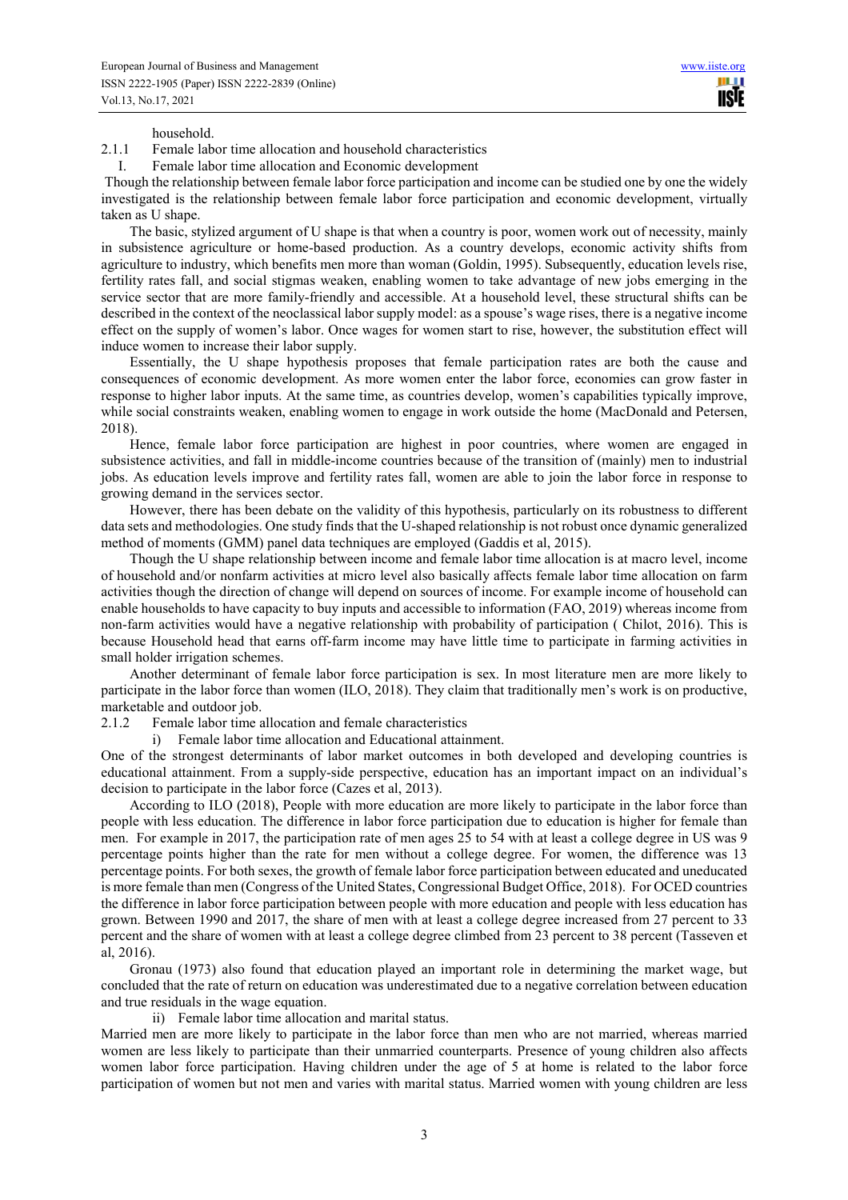household.

### 2.1.1 Female labor time allocation and household characteristics

I. Female labor time allocation and Economic development

Though the relationship between female labor force participation and income can be studied one by one the widely investigated is the relationship between female labor force participation and economic development, virtually taken as U shape.

The basic, stylized argument of U shape is that when a country is poor, women work out of necessity, mainly in subsistence agriculture or home-based production. As a country develops, economic activity shifts from agriculture to industry, which benefits men more than woman (Goldin, 1995). Subsequently, education levels rise, fertility rates fall, and social stigmas weaken, enabling women to take advantage of new jobs emerging in the service sector that are more family-friendly and accessible. At a household level, these structural shifts can be described in the context of the neoclassical labor supply model: as a spouse's wage rises, there is a negative income effect on the supply of women's labor. Once wages for women start to rise, however, the substitution effect will induce women to increase their labor supply.

Essentially, the U shape hypothesis proposes that female participation rates are both the cause and consequences of economic development. As more women enter the labor force, economies can grow faster in response to higher labor inputs. At the same time, as countries develop, women's capabilities typically improve, while social constraints weaken, enabling women to engage in work outside the home (MacDonald and Petersen, 2018).

Hence, female labor force participation are highest in poor countries, where women are engaged in subsistence activities, and fall in middle-income countries because of the transition of (mainly) men to industrial jobs. As education levels improve and fertility rates fall, women are able to join the labor force in response to growing demand in the services sector.

However, there has been debate on the validity of this hypothesis, particularly on its robustness to different data sets and methodologies. One study finds that the U-shaped relationship is not robust once dynamic generalized method of moments (GMM) panel data techniques are employed (Gaddis et al, 2015).

Though the U shape relationship between income and female labor time allocation is at macro level, income of household and/or nonfarm activities at micro level also basically affects female labor time allocation on farm activities though the direction of change will depend on sources of income. For example income of household can enable households to have capacity to buy inputs and accessible to information (FAO, 2019) whereas income from non-farm activities would have a negative relationship with probability of participation ( Chilot, 2016). This is because Household head that earns off-farm income may have little time to participate in farming activities in small holder irrigation schemes.

Another determinant of female labor force participation is sex. In most literature men are more likely to participate in the labor force than women (ILO, 2018). They claim that traditionally men's work is on productive, marketable and outdoor job.

### 2.1.2 Female labor time allocation and female characteristics

i) Female labor time allocation and Educational attainment.

One of the strongest determinants of labor market outcomes in both developed and developing countries is educational attainment. From a supply-side perspective, education has an important impact on an individual's decision to participate in the labor force (Cazes et al, 2013).

According to ILO (2018), People with more education are more likely to participate in the labor force than people with less education. The difference in labor force participation due to education is higher for female than men. For example in 2017, the participation rate of men ages 25 to 54 with at least a college degree in US was 9 percentage points higher than the rate for men without a college degree. For women, the difference was 13 percentage points. For both sexes, the growth of female labor force participation between educated and uneducated is more female than men (Congress of the United States, Congressional Budget Office, 2018). For OCED countries the difference in labor force participation between people with more education and people with less education has grown. Between 1990 and 2017, the share of men with at least a college degree increased from 27 percent to 33 percent and the share of women with at least a college degree climbed from 23 percent to 38 percent (Tasseven et al, 2016).

Gronau (1973) also found that education played an important role in determining the market wage, but concluded that the rate of return on education was underestimated due to a negative correlation between education and true residuals in the wage equation.

ii) Female labor time allocation and marital status.

Married men are more likely to participate in the labor force than men who are not married, whereas married women are less likely to participate than their unmarried counterparts. Presence of young children also affects women labor force participation. Having children under the age of 5 at home is related to the labor force participation of women but not men and varies with marital status. Married women with young children are less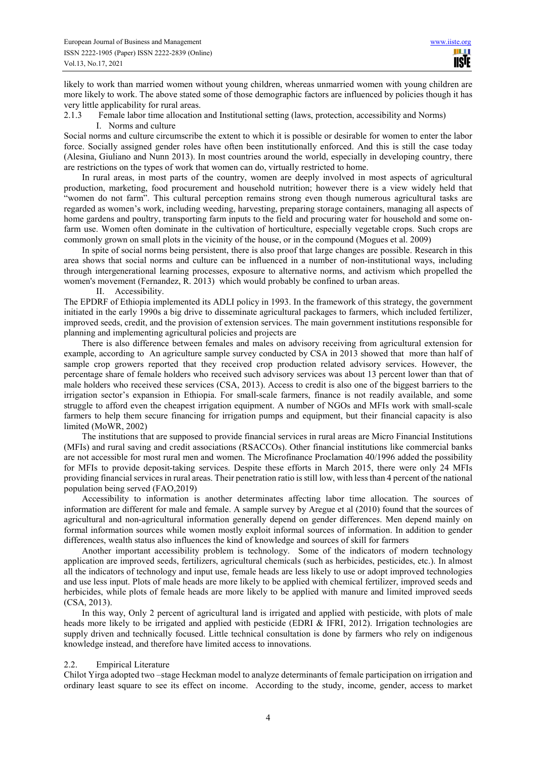likely to work than married women without young children, whereas unmarried women with young children are more likely to work. The above stated some of those demographic factors are influenced by policies though it has very little applicability for rural areas.

#### 2.1.3 Female labor time allocation and Institutional setting (laws, protection, accessibility and Norms)

##### I. Norms and culture

Social norms and culture circumscribe the extent to which it is possible or desirable for women to enter the labor force. Socially assigned gender roles have often been institutionally enforced. And this is still the case today (Alesina, Giuliano and Nunn 2013). In most countries around the world, especially in developing country, there are restrictions on the types of work that women can do, virtually restricted to home.

In rural areas, in most parts of the country, women are deeply involved in most aspects of agricultural production, marketing, food procurement and household nutrition; however there is a view widely held that "women do not farm". This cultural perception remains strong even though numerous agricultural tasks are regarded as women's work, including weeding, harvesting, preparing storage containers, managing all aspects of home gardens and poultry, transporting farm inputs to the field and procuring water for household and some on-farm use. Women often dominate in the cultivation of horticulture, especially vegetable crops. Such crops are commonly grown on small plots in the vicinity of the house, or in the compound (Mogues et al. 2009)

In spite of social norms being persistent, there is also proof that large changes are possible. Research in this area shows that social norms and culture can be influenced in a number of non-institutional ways, including through intergenerational learning processes, exposure to alternative norms, and activism which propelled the women's movement (Fernandez, R. 2013) which would probably be confined to urban areas.

##### II. Accessibility.

The EPDRF of Ethiopia implemented its ADLI policy in 1993. In the framework of this strategy, the government initiated in the early 1990s a big drive to disseminate agricultural packages to farmers, which included fertilizer, improved seeds, credit, and the provision of extension services. The main government institutions responsible for planning and implementing agricultural policies and projects are

There is also difference between females and males on advisory receiving from agricultural extension for example, according to An agriculture sample survey conducted by CSA in 2013 showed that more than half of sample crop growers reported that they received crop production related advisory services. However, the percentage share of female holders who received such advisory services was about 13 percent lower than that of male holders who received these services (CSA, 2013). Access to credit is also one of the biggest barriers to the irrigation sector's expansion in Ethiopia. For small-scale farmers, finance is not readily available, and some struggle to afford even the cheapest irrigation equipment. A number of NGOs and MFIs work with small-scale farmers to help them secure financing for irrigation pumps and equipment, but their financial capacity is also limited (MoWR, 2002)

The institutions that are supposed to provide financial services in rural areas are Micro Financial Institutions (MFIs) and rural saving and credit associations (RSACCOs). Other financial institutions like commercial banks are not accessible for most rural men and women. The Microfinance Proclamation 40/1996 added the possibility for MFIs to provide deposit-taking services. Despite these efforts in March 2015, there were only 24 MFIs providing financial services in rural areas. Their penetration ratio is still low, with less than 4 percent of the national population being served (FAO,2019)

Accessibility to information is another determinates affecting labor time allocation. The sources of information are different for male and female. A sample survey by Aregue et al (2010) found that the sources of agricultural and non-agricultural information generally depend on gender differences. Men depend mainly on formal information sources while women mostly exploit informal sources of information. In addition to gender differences, wealth status also influences the kind of knowledge and sources of skill for farmers

Another important accessibility problem is technology. Some of the indicators of modern technology application are improved seeds, fertilizers, agricultural chemicals (such as herbicides, pesticides, etc.). In almost all the indicators of technology and input use, female heads are less likely to use or adopt improved technologies and use less input. Plots of male heads are more likely to be applied with chemical fertilizer, improved seeds and herbicides, while plots of female heads are more likely to be applied with manure and limited improved seeds (CSA, 2013).

In this way, Only 2 percent of agricultural land is irrigated and applied with pesticide, with plots of male heads more likely to be irrigated and applied with pesticide (EDRI & IFRI, 2012). Irrigation technologies are supply driven and technically focused. Little technical consultation is done by farmers who rely on indigenous knowledge instead, and therefore have limited access to innovations.

### 2.2. Empirical Literature

Chilot Yirga adopted two –stage Heckman model to analyze determinants of female participation on irrigation and ordinary least square to see its effect on income. According to the study, income, gender, access to market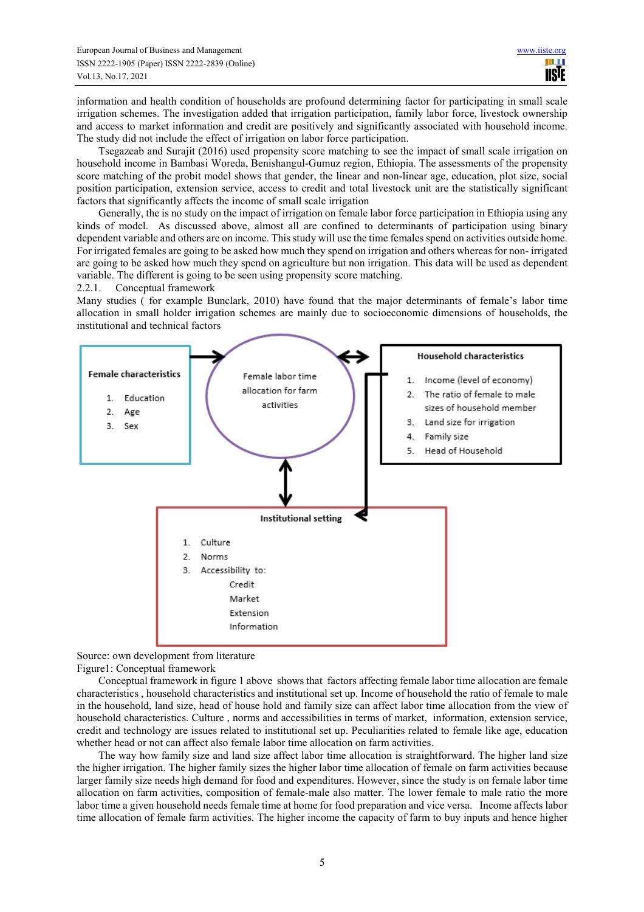information and health condition of households are profound determining factor for participating in small scale irrigation schemes. The investigation added that irrigation participation, family labor force, livestock ownership and access to market information and credit are positively and significantly associated with household income. The study did not include the effect of irrigation on labor force participation.

Tsegazeab and Surajit (2016) used propensity score matching to see the impact of small scale irrigation on household income in Bambasi Woreda, Benishangul-Gumuz region, Ethiopia. The assessments of the propensity score matching of the probit model shows that gender, the linear and non-linear age, education, plot size, social position participation, extension service, access to credit and total livestock unit are the statistically significant factors that significantly affects the income of small scale irrigation

Generally, the is no study on the impact of irrigation on female labor force participation in Ethiopia using any kinds of model. As discussed above, almost all are confined to determinants of participation using binary dependent variable and others are on income. This study will use the time females spend on activities outside home. For irrigated females are going to be asked how much they spend on irrigation and others whereas for non- irrigated are going to be asked how much they spend on agriculture but non irrigation. This data will be used as dependent variable. The different is going to be seen using propensity score matching.

### 2.2.1. Conceptual framework

Many studies ( for example Bunclark, 2010) have found that the major determinants of female's labor time allocation in small holder irrigation schemes are mainly due to socioeconomic dimensions of households, the institutional and technical factors

**Female characteristics**

1. Education
2. Age
3. Sex

Female labor time allocation for farm activities

**Household characteristics**

1. Income (level of economy)
2. The ratio of female to male sizes of household member
3. Land size for irrigation
4. Family size
5. Head of Household

**Institutional setting**

1. Culture
2. Norms
3. Accessibility to:
   - Credit
   - Market
   - Extension
   - Information

Source: own development from literature

Figure1: Conceptual framework

Conceptual framework in figure 1 above shows that factors affecting female labor time allocation are female characteristics , household characteristics and institutional set up. Income of household the ratio of female to male in the household, land size, head of house hold and family size can affect labor time allocation from the view of household characteristics. Culture , norms and accessibilities in terms of market, information, extension service, credit and technology are issues related to institutional set up. Peculiarities related to female like age, education whether head or not can affect also female labor time allocation on farm activities.

The way how family size and land size affect labor time allocation is straightforward. The higher land size the higher irrigation. The higher family sizes the higher labor time allocation of female on farm activities because larger family size needs high demand for food and expenditures. However, since the study is on female labor time allocation on farm activities, composition of female-male also matter. The lower female to male ratio the more labor time a given household needs female time at home for food preparation and vice versa. Income affects labor time allocation of female farm activities. The higher income the capacity of farm to buy inputs and hence higher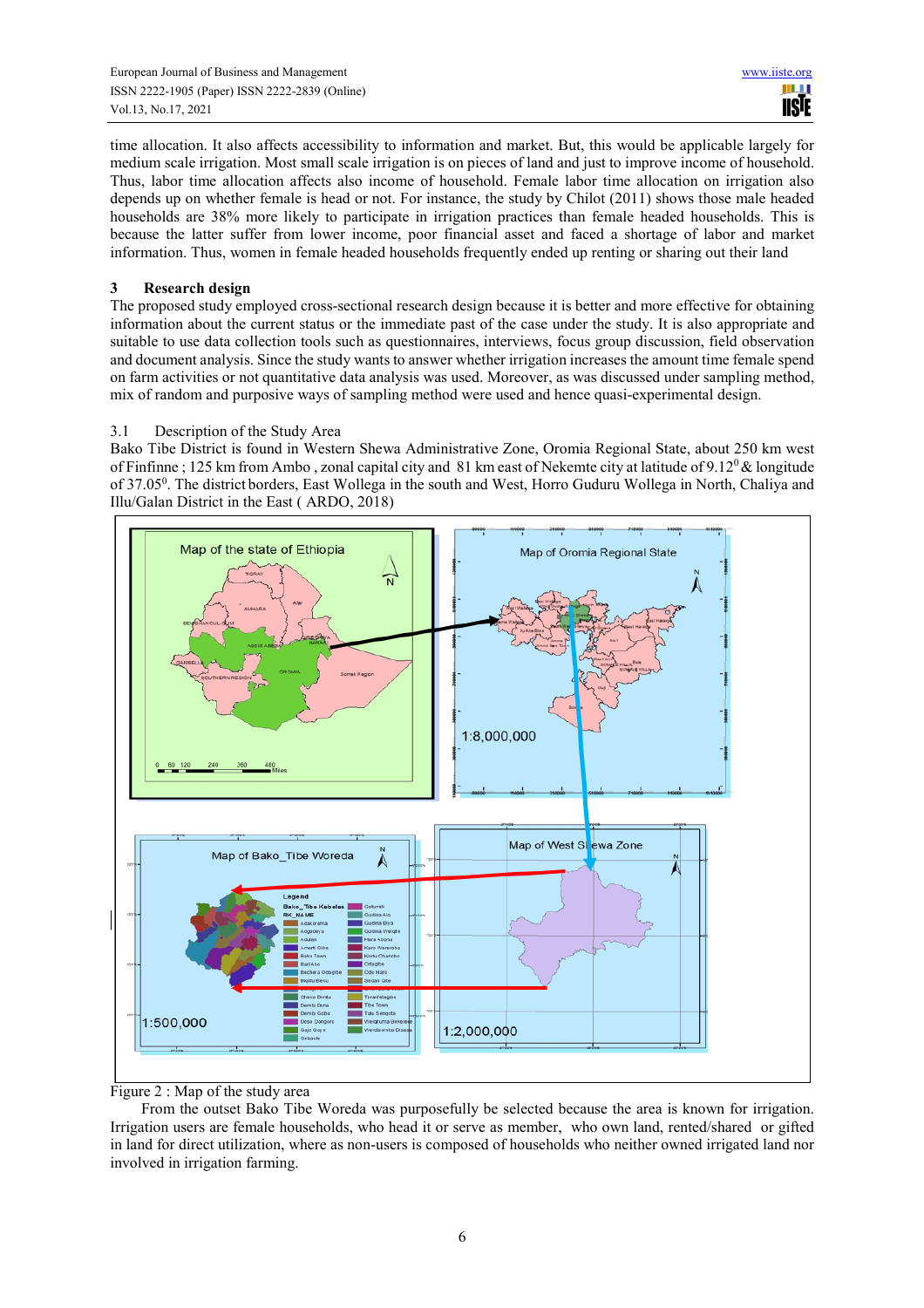time allocation. It also affects accessibility to information and market. But, this would be applicable largely for medium scale irrigation. Most small scale irrigation is on pieces of land and just to improve income of household. Thus, labor time allocation affects also income of household. Female labor time allocation on irrigation also depends up on whether female is head or not. For instance, the study by Chilot (2011) shows those male headed households are 38% more likely to participate in irrigation practices than female headed households. This is because the latter suffer from lower income, poor financial asset and faced a shortage of labor and market information. Thus, women in female headed households frequently ended up renting or sharing out their land

## 3 Research design

The proposed study employed cross-sectional research design because it is better and more effective for obtaining information about the current status or the immediate past of the case under the study. It is also appropriate and suitable to use data collection tools such as questionnaires, interviews, focus group discussion, field observation and document analysis. Since the study wants to answer whether irrigation increases the amount time female spend on farm activities or not quantitative data analysis was used. Moreover, as was discussed under sampling method, mix of random and purposive ways of sampling method were used and hence quasi-experimental design.

### 3.1 Description of the Study Area

Bako Tibe District is found in Western Shewa Administrative Zone, Oromia Regional State, about 250 km west of Finfinne ; 125 km from Ambo , zonal capital city and 81 km east of Nekemte city at latitude of $9.12^0$ & longitude of $37.05^0$. The district borders, East Wollega in the south and West, Horro Guduru Wollega in North, Chaliya and Illu/Galan District in the East ( ARDO, 2018)

Figure 2 : Map of the study area

From the outset Bako Tibe Woreda was purposefully be selected because the area is known for irrigation. Irrigation users are female households, who head it or serve as member, who own land, rented/shared or gifted in land for direct utilization, where as non-users is composed of households who neither owned irrigated land nor involved in irrigation farming.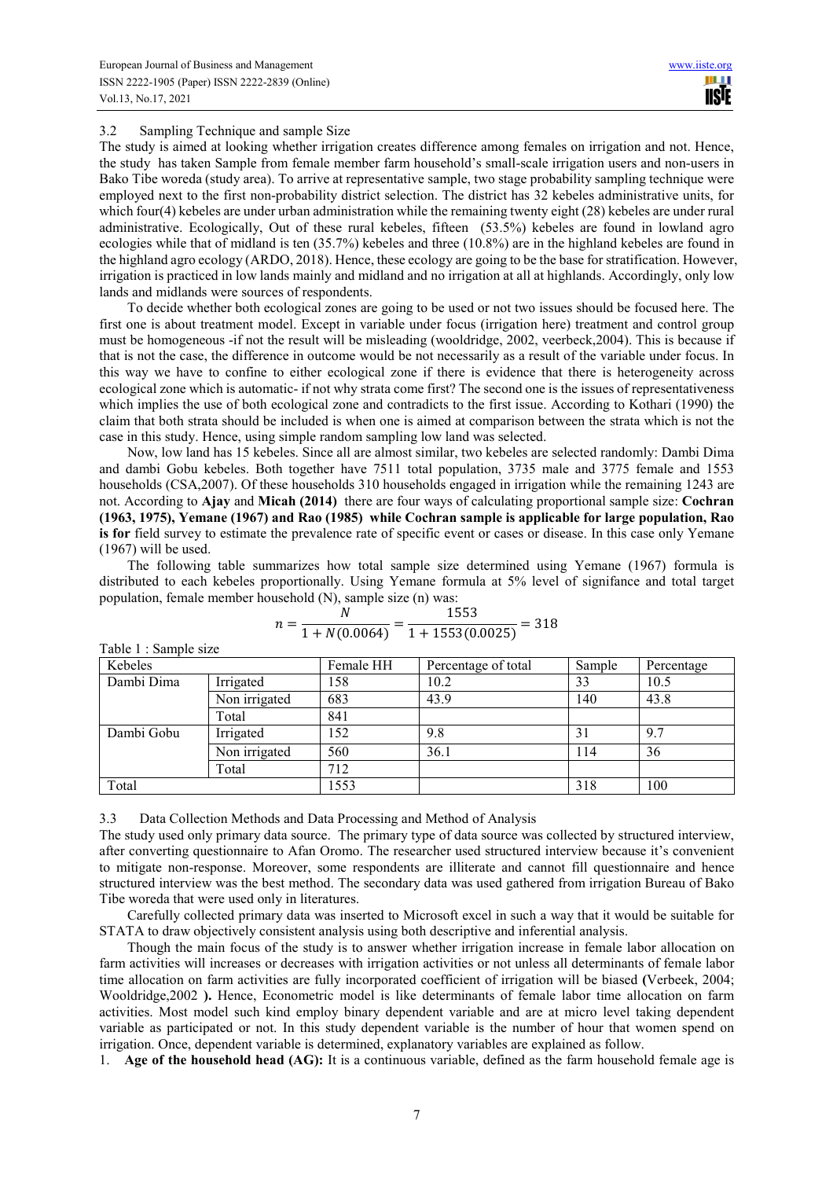## 3.2 Sampling Technique and sample Size

The study is aimed at looking whether irrigation creates difference among females on irrigation and not. Hence, the study has taken Sample from female member farm household's small-scale irrigation users and non-users in Bako Tibe woreda (study area). To arrive at representative sample, two stage probability sampling technique were employed next to the first non-probability district selection. The district has 32 kebeles administrative units, for which four(4) kebeles are under urban administration while the remaining twenty eight (28) kebeles are under rural administrative. Ecologically, Out of these rural kebeles, fifteen (53.5%) kebeles are found in lowland agro ecologies while that of midland is ten (35.7%) kebeles and three (10.8%) are in the highland kebeles are found in the highland agro ecology (ARDO, 2018). Hence, these ecology are going to be the base for stratification. However, irrigation is practiced in low lands mainly and midland and no irrigation at all at highlands. Accordingly, only low lands and midlands were sources of respondents.

To decide whether both ecological zones are going to be used or not two issues should be focused here. The first one is about treatment model. Except in variable under focus (irrigation here) treatment and control group must be homogeneous -if not the result will be misleading (wooldridge, 2002, veerbeck,2004). This is because if that is not the case, the difference in outcome would be not necessarily as a result of the variable under focus. In this way we have to confine to either ecological zone if there is evidence that there is heterogeneity across ecological zone which is automatic- if not why strata come first? The second one is the issues of representativeness which implies the use of both ecological zone and contradicts to the first issue. According to Kothari (1990) the claim that both strata should be included is when one is aimed at comparison between the strata which is not the case in this study. Hence, using simple random sampling low land was selected.

Now, low land has 15 kebeles. Since all are almost similar, two kebeles are selected randomly: Dambi Dima and dambi Gobu kebeles. Both together have 7511 total population, 3735 male and 3775 female and 1553 households (CSA,2007). Of these households 310 households engaged in irrigation while the remaining 1243 are not. According to **Ajay** and **Micah (2014)** there are four ways of calculating proportional sample size: **Cochran (1963, 1975), Yemane (1967) and Rao (1985) while Cochran sample is applicable for large population, Rao is for** field survey to estimate the prevalence rate of specific event or cases or disease. In this case only Yemane (1967) will be used.

The following table summarizes how total sample size determined using Yemane (1967) formula is distributed to each kebeles proportionally. Using Yemane formula at 5% level of signifance and total target population, female member household (N), sample size (n) was:

$$n = \frac{N}{1 + N(0.0064)} = \frac{1553}{1 + 1553(0.0025)} = 318$$

Table 1 : Sample size

| Kebeles | | Female HH | Percentage of total | Sample | Percentage |
|---|---|---|---|---|---|
| Dambi Dima | Irrigated | 158 | 10.2 | 33 | 10.5 |
| | Non irrigated | 683 | 43.9 | 140 | 43.8 |
| | Total | 841 | | | |
| Dambi Gobu | Irrigated | 152 | 9.8 | 31 | 9.7 |
| | Non irrigated | 560 | 36.1 | 114 | 36 |
| | Total | 712 | | | |
| Total | | 1553 | | 318 | 100 |

## 3.3 Data Collection Methods and Data Processing and Method of Analysis

The study used only primary data source. The primary type of data source was collected by structured interview, after converting questionnaire to Afan Oromo. The researcher used structured interview because it's convenient to mitigate non-response. Moreover, some respondents are illiterate and cannot fill questionnaire and hence structured interview was the best method. The secondary data was used gathered from irrigation Bureau of Bako Tibe woreda that were used only in literatures.

Carefully collected primary data was inserted to Microsoft excel in such a way that it would be suitable for STATA to draw objectively consistent analysis using both descriptive and inferential analysis.

Though the main focus of the study is to answer whether irrigation increase in female labor allocation on farm activities will increases or decreases with irrigation activities or not unless all determinants of female labor time allocation on farm activities are fully incorporated coefficient of irrigation will be biased **(**Verbeek, 2004; Wooldridge,2002 **).** Hence, Econometric model is like determinants of female labor time allocation on farm activities. Most model such kind employ binary dependent variable and are at micro level taking dependent variable as participated or not. In this study dependent variable is the number of hour that women spend on irrigation. Once, dependent variable is determined, explanatory variables are explained as follow.

1. **Age of the household head (AG):** It is a continuous variable, defined as the farm household female age is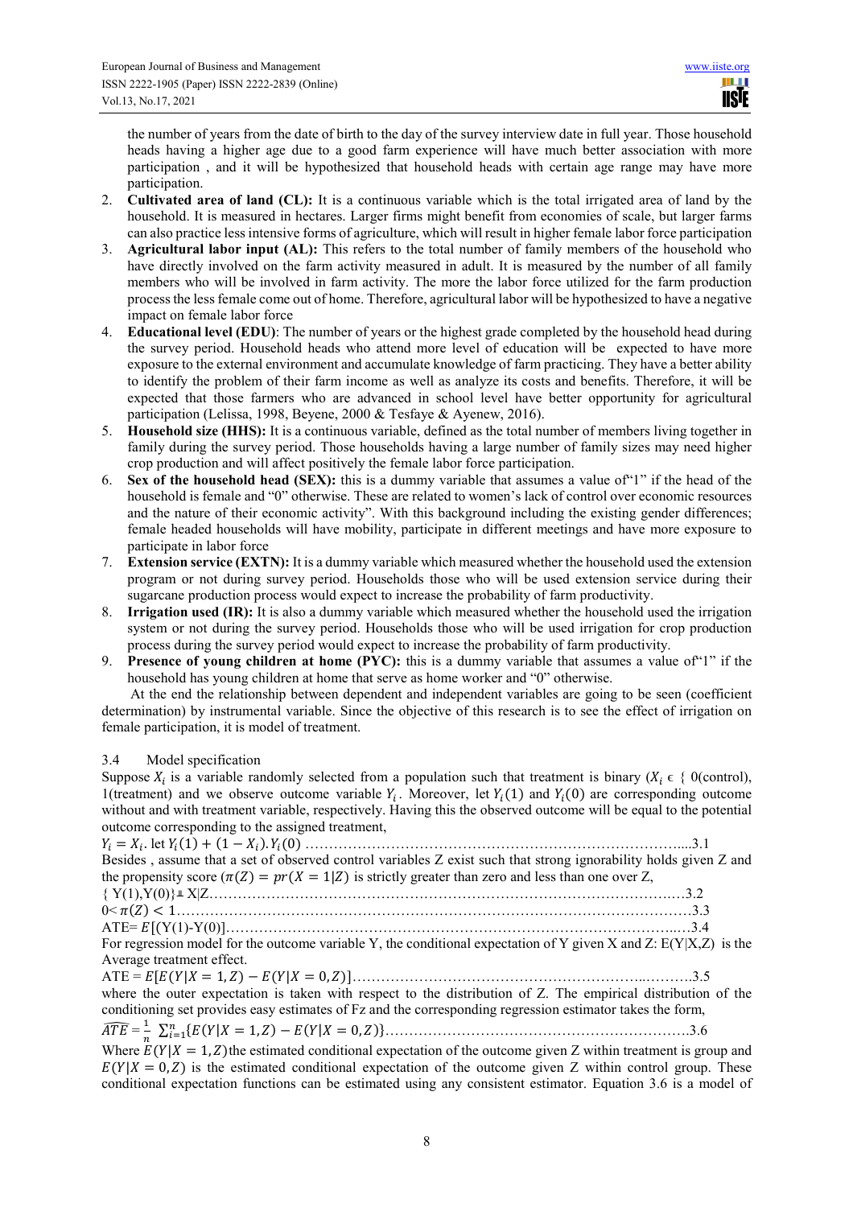the number of years from the date of birth to the day of the survey interview date in full year. Those household heads having a higher age due to a good farm experience will have much better association with more participation , and it will be hypothesized that household heads with certain age range may have more participation.

2. **Cultivated area of land (CL):** It is a continuous variable which is the total irrigated area of land by the household. It is measured in hectares. Larger firms might benefit from economies of scale, but larger farms can also practice less intensive forms of agriculture, which will result in higher female labor force participation
3. **Agricultural labor input (AL):** This refers to the total number of family members of the household who have directly involved on the farm activity measured in adult. It is measured by the number of all family members who will be involved in farm activity. The more the labor force utilized for the farm production process the less female come out of home. Therefore, agricultural labor will be hypothesized to have a negative impact on female labor force
4. **Educational level (EDU)**: The number of years or the highest grade completed by the household head during the survey period. Household heads who attend more level of education will be expected to have more exposure to the external environment and accumulate knowledge of farm practicing. They have a better ability to identify the problem of their farm income as well as analyze its costs and benefits. Therefore, it will be expected that those farmers who are advanced in school level have better opportunity for agricultural participation (Lelissa, 1998, Beyene, 2000 & Tesfaye & Ayenew, 2016).
5. **Household size (HHS):** It is a continuous variable, defined as the total number of members living together in family during the survey period. Those households having a large number of family sizes may need higher crop production and will affect positively the female labor force participation.
6. **Sex of the household head (SEX):** this is a dummy variable that assumes a value of"1" if the head of the household is female and "0" otherwise. These are related to women's lack of control over economic resources and the nature of their economic activity". With this background including the existing gender differences; female headed households will have mobility, participate in different meetings and have more exposure to participate in labor force
7. **Extension service (EXTN):** It is a dummy variable which measured whether the household used the extension program or not during survey period. Households those who will be used extension service during their sugarcane production process would expect to increase the probability of farm productivity.
8. **Irrigation used (IR):** It is also a dummy variable which measured whether the household used the irrigation system or not during the survey period. Households those who will be used irrigation for crop production process during the survey period would expect to increase the probability of farm productivity.
9. **Presence of young children at home (PYC):** this is a dummy variable that assumes a value of"1" if the household has young children at home that serve as home worker and "0" otherwise.

At the end the relationship between dependent and independent variables are going to be seen (coefficient determination) by instrumental variable. Since the objective of this research is to see the effect of irrigation on female participation, it is model of treatment.

### 3.4 Model specification

Suppose $X_i$ is a variable randomly selected from a population such that treatment is binary ($X_i \in \{$ 0(control), 1(treatment) and we observe outcome variable $Y_i$. Moreover, let $Y_i(1)$ and $Y_i(0)$ are corresponding outcome without and with treatment variable, respectively. Having this the observed outcome will be equal to the potential outcome corresponding to the assigned treatment,

$$Y_i = X_i. \text{ let } Y_i(1) + (1 - X_i).Y_i(0) \quad \text{....3.1}$$

Besides , assume that a set of observed control variables Z exist such that strong ignorability holds given Z and the propensity score ($\pi(Z) = pr(X = 1|Z)$ is strictly greater than zero and less than one over Z,

$$\{Y(1),Y(0)\} \perp X|Z \quad \text{....3.2}$$

$$0 < \pi(Z) < 1 \quad \text{....3.3}$$

$$\text{ATE} = E[(Y(1)-Y(0)] \quad \text{....3.4}$$

For regression model for the outcome variable Y, the conditional expectation of Y given X and Z: E(Y|X,Z) is the Average treatment effect.

$$\text{ATE} = E[E(Y|X = 1, Z) - E(Y|X = 0, Z)] \quad \text{....3.5}$$

where the outer expectation is taken with respect to the distribution of Z. The empirical distribution of the conditioning set provides easy estimates of Fz and the corresponding regression estimator takes the form,

$$\widehat{ATE} = \frac{1}{n} \sum_{i=1}^{n} \{E(Y|X = 1, Z) - E(Y|X = 0, Z)\} \quad \text{....3.6}$$

Where $E(Y|X = 1, Z)$ the estimated conditional expectation of the outcome given Z within treatment is group and $E(Y|X = 0, Z)$ is the estimated conditional expectation of the outcome given Z within control group. These conditional expectation functions can be estimated using any consistent estimator. Equation 3.6 is a model of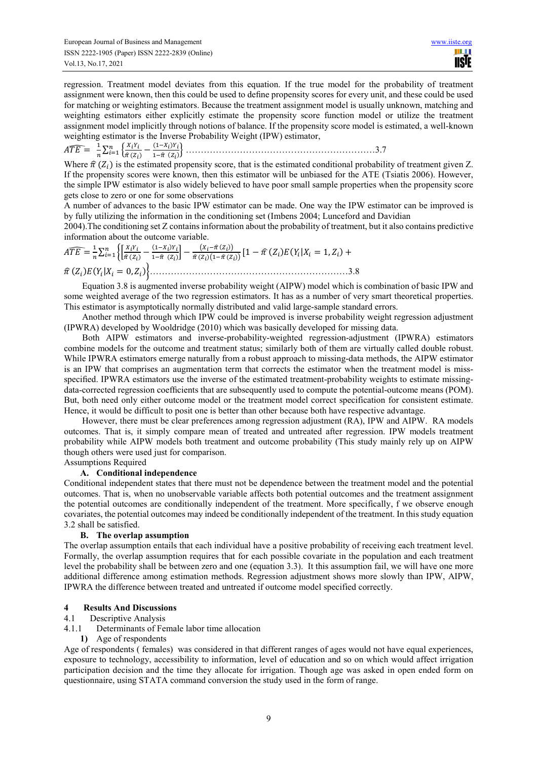regression. Treatment model deviates from this equation. If the true model for the probability of treatment assignment were known, then this could be used to define propensity scores for every unit, and these could be used for matching or weighting estimators. Because the treatment assignment model is usually unknown, matching and weighting estimators either explicitly estimate the propensity score function model or utilize the treatment assignment model implicitly through notions of balance. If the propensity score model is estimated, a well-known weighting estimator is the Inverse Probability Weight (IPW) estimator,

$$\widehat{ATE} = \frac{1}{n}\sum_{i=1}^{n}\left\{\frac{X_i Y_i}{\hat{\pi}(Z_i)} - \frac{(1-X_i)Y_i}{1-\hat{\pi}(Z_i)}\right\} \quad \text{.....3.7}$$

Where $\hat{\pi}(Z_i)$ is the estimated propensity score, that is the estimated conditional probability of treatment given Z. If the propensity scores were known, then this estimator will be unbiased for the ATE (Tsiatis 2006). However, the simple IPW estimator is also widely believed to have poor small sample properties when the propensity score gets close to zero or one for some observations

A number of advances to the basic IPW estimator can be made. One way the IPW estimator can be improved is by fully utilizing the information in the conditioning set (Imbens 2004; Lunceford and Davidian 2004).The conditioning set Z contains information about the probability of treatment, but it also contains predictive information about the outcome variable.

$$\widehat{ATE} = \frac{1}{n}\sum_{i=1}^{n}\left\{\left[\frac{X_i Y_i}{\hat{\pi}(Z_i)} - \frac{(1-X_i)Y_i}{1-\hat{\pi}(Z_i)}\right] - \frac{(X_i-\hat{\pi}(Z_i))}{\hat{\pi}(Z_i)(1-\hat{\pi}(Z_i))}\left[1-\hat{\pi}(Z_i)E(Y_i|X_i=1,Z_i) + \hat{\pi}(Z_i)E(Y_i|X_i=0,Z_i)\right\}\right. \quad \text{.....3.8}$$

Equation 3.8 is augmented inverse probability weight (AIPW) model which is combination of basic IPW and some weighted average of the two regression estimators. It has as a number of very smart theoretical properties. This estimator is asymptotically normally distributed and valid large-sample standard errors.

Another method through which IPW could be improved is inverse probability weight regression adjustment (IPWRA) developed by Wooldridge (2010) which was basically developed for missing data.

Both AIPW estimators and inverse-probability-weighted regression-adjustment (IPWRA) estimators combine models for the outcome and treatment status; similarly both of them are virtually called double robust. While IPWRA estimators emerge naturally from a robust approach to missing-data methods, the AIPW estimator is an IPW that comprises an augmentation term that corrects the estimator when the treatment model is miss-specified. IPWRA estimators use the inverse of the estimated treatment-probability weights to estimate missing-data-corrected regression coefficients that are subsequently used to compute the potential-outcome means (POM). But, both need only either outcome model or the treatment model correct specification for consistent estimate. Hence, it would be difficult to posit one is better than other because both have respective advantage.

However, there must be clear preferences among regression adjustment (RA), IPW and AIPW. RA models outcomes. That is, it simply compare mean of treated and untreated after regression. IPW models treatment probability while AIPW models both treatment and outcome probability (This study mainly rely up on AIPW though others were used just for comparison.

Assumptions Required

**A. Conditional independence**

Conditional independent states that there must not be dependence between the treatment model and the potential outcomes. That is, when no unobservable variable affects both potential outcomes and the treatment assignment the potential outcomes are conditionally independent of the treatment. More specifically, f we observe enough covariates, the potential outcomes may indeed be conditionally independent of the treatment. In this study equation 3.2 shall be satisfied.

**B. The overlap assumption**

The overlap assumption entails that each individual have a positive probability of receiving each treatment level. Formally, the overlap assumption requires that for each possible covariate in the population and each treatment level the probability shall be between zero and one (equation 3.3). It this assumption fail, we will have one more additional difference among estimation methods. Regression adjustment shows more slowly than IPW, AIPW, IPWRA the difference between treated and untreated if outcome model specified correctly.

## 4 Results And Discussions

### 4.1 Descriptive Analysis

#### 4.1.1 Determinants of Female labor time allocation

**1)** Age of respondents

Age of respondents ( females) was considered in that different ranges of ages would not have equal experiences, exposure to technology, accessibility to information, level of education and so on which would affect irrigation participation decision and the time they allocate for irrigation. Though age was asked in open ended form on questionnaire, using STATA command conversion the study used in the form of range.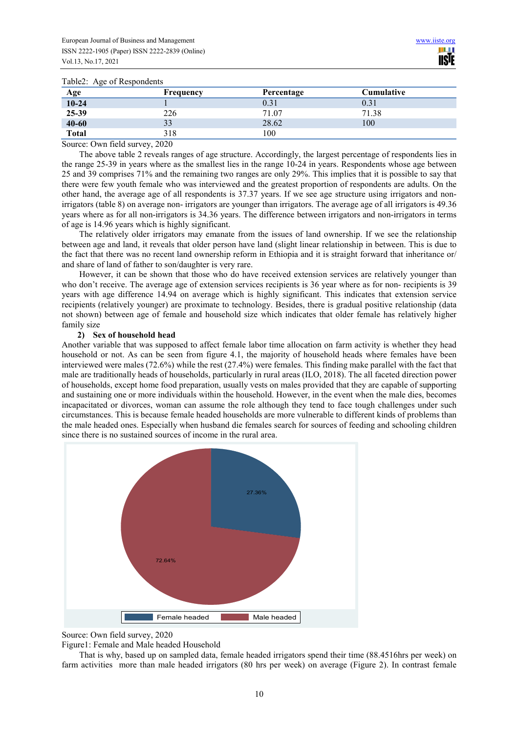Table2: Age of Respondents

| Age | Frequency | Percentage | Cumulative |
|---|---|---|---|
| **10-24** | 1 | 0.31 | 0.31 |
| **25-39** | 226 | 71.07 | 71.38 |
| **40-60** | 33 | 28.62 | 100 |
| **Total** | 318 | 100 | |

Source: Own field survey, 2020

The above table 2 reveals ranges of age structure. Accordingly, the largest percentage of respondents lies in the range 25-39 in years where as the smallest lies in the range 10-24 in years. Respondents whose age between 25 and 39 comprises 71% and the remaining two ranges are only 29%. This implies that it is possible to say that there were few youth female who was interviewed and the greatest proportion of respondents are adults. On the other hand, the average age of all respondents is 37.37 years. If we see age structure using irrigators and non-irrigators (table 8) on average non- irrigators are younger than irrigators. The average age of all irrigators is 49.36 years where as for all non-irrigators is 34.36 years. The difference between irrigators and non-irrigators in terms of age is 14.96 years which is highly significant.

The relatively older irrigators may emanate from the issues of land ownership. If we see the relationship between age and land, it reveals that older person have land (slight linear relationship in between. This is due to the fact that there was no recent land ownership reform in Ethiopia and it is straight forward that inheritance or/ and share of land of father to son/daughter is very rare.

However, it can be shown that those who do have received extension services are relatively younger than who don't receive. The average age of extension services recipients is 36 year where as for non- recipients is 39 years with age difference 14.94 on average which is highly significant. This indicates that extension service recipients (relatively younger) are proximate to technology. Besides, there is gradual positive relationship (data not shown) between age of female and household size which indicates that older female has relatively higher family size

**2) Sex of household head**

Another variable that was supposed to affect female labor time allocation on farm activity is whether they head household or not. As can be seen from figure 4.1, the majority of household heads where females have been interviewed were males (72.6%) while the rest (27.4%) were females. This finding make parallel with the fact that male are traditionally heads of households, particularly in rural areas (ILO, 2018). The all faceted direction power of households, except home food preparation, usually vests on males provided that they are capable of supporting and sustaining one or more individuals within the household. However, in the event when the male dies, becomes incapacitated or divorces, woman can assume the role although they tend to face tough challenges under such circumstances. This is because female headed households are more vulnerable to different kinds of problems than the male headed ones. Especially when husband die females search for sources of feeding and schooling children since there is no sustained sources of income in the rural area.

27.36%

72.64%

Female headed | Male headed

Source: Own field survey, 2020

Figure1: Female and Male headed Household

That is why, based up on sampled data, female headed irrigators spend their time (88.4516hrs per week) on farm activities more than male headed irrigators (80 hrs per week) on average (Figure 2). In contrast female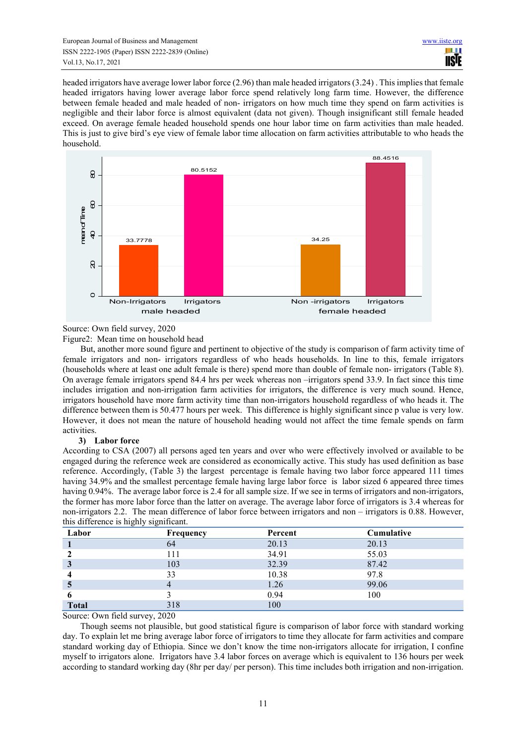headed irrigators have average lower labor force (2.96) than male headed irrigators (3.24) . This implies that female headed irrigators having lower average labor force spend relatively long farm time. However, the difference between female headed and male headed of non- irrigators on how much time they spend on farm activities is negligible and their labor force is almost equivalent (data not given). Though insignificant still female headed exceed. On average female headed household spends one hour labor time on farm activities than male headed. This is just to give bird's eye view of female labor time allocation on farm activities attributable to who heads the household.

Source: Own field survey, 2020

Figure2: Mean time on household head

But, another more sound figure and pertinent to objective of the study is comparison of farm activity time of female irrigators and non- irrigators regardless of who heads households. In line to this, female irrigators (households where at least one adult female is there) spend more than double of female non- irrigators (Table 8). On average female irrigators spend 84.4 hrs per week whereas non –irrigators spend 33.9. In fact since this time includes irrigation and non-irrigation farm activities for irrigators, the difference is very much sound. Hence, irrigators household have more farm activity time than non-irrigators household regardless of who heads it. The difference between them is 50.477 hours per week. This difference is highly significant since p value is very low. However, it does not mean the nature of household heading would not affect the time female spends on farm activities.

### 3) Labor force

According to CSA (2007) all persons aged ten years and over who were effectively involved or available to be engaged during the reference week are considered as economically active. This study has used definition as base reference. Accordingly, (Table 3) the largest percentage is female having two labor force appeared 111 times having 34.9% and the smallest percentage female having large labor force is labor sized 6 appeared three times having 0.94%. The average labor force is 2.4 for all sample size. If we see in terms of irrigators and non-irrigators, the former has more labor force than the latter on average. The average labor force of irrigators is 3.4 whereas for non-irrigators 2.2. The mean difference of labor force between irrigators and non – irrigators is 0.88. However, this difference is highly significant.

| Labor | Frequency | Percent | Cumulative |
|---|---|---|---|
| **1** | 64 | 20.13 | 20.13 |
| **2** | 111 | 34.91 | 55.03 |
| **3** | 103 | 32.39 | 87.42 |
| **4** | 33 | 10.38 | 97.8 |
| **5** | 4 | 1.26 | 99.06 |
| **6** | 3 | 0.94 | 100 |
| **Total** | 318 | 100 | |

Source: Own field survey, 2020

Though seems not plausible, but good statistical figure is comparison of labor force with standard working day. To explain let me bring average labor force of irrigators to time they allocate for farm activities and compare standard working day of Ethiopia. Since we don't know the time non-irrigators allocate for irrigation, I confine myself to irrigators alone. Irrigators have 3.4 labor forces on average which is equivalent to 136 hours per week according to standard working day (8hr per day/ per person). This time includes both irrigation and non-irrigation.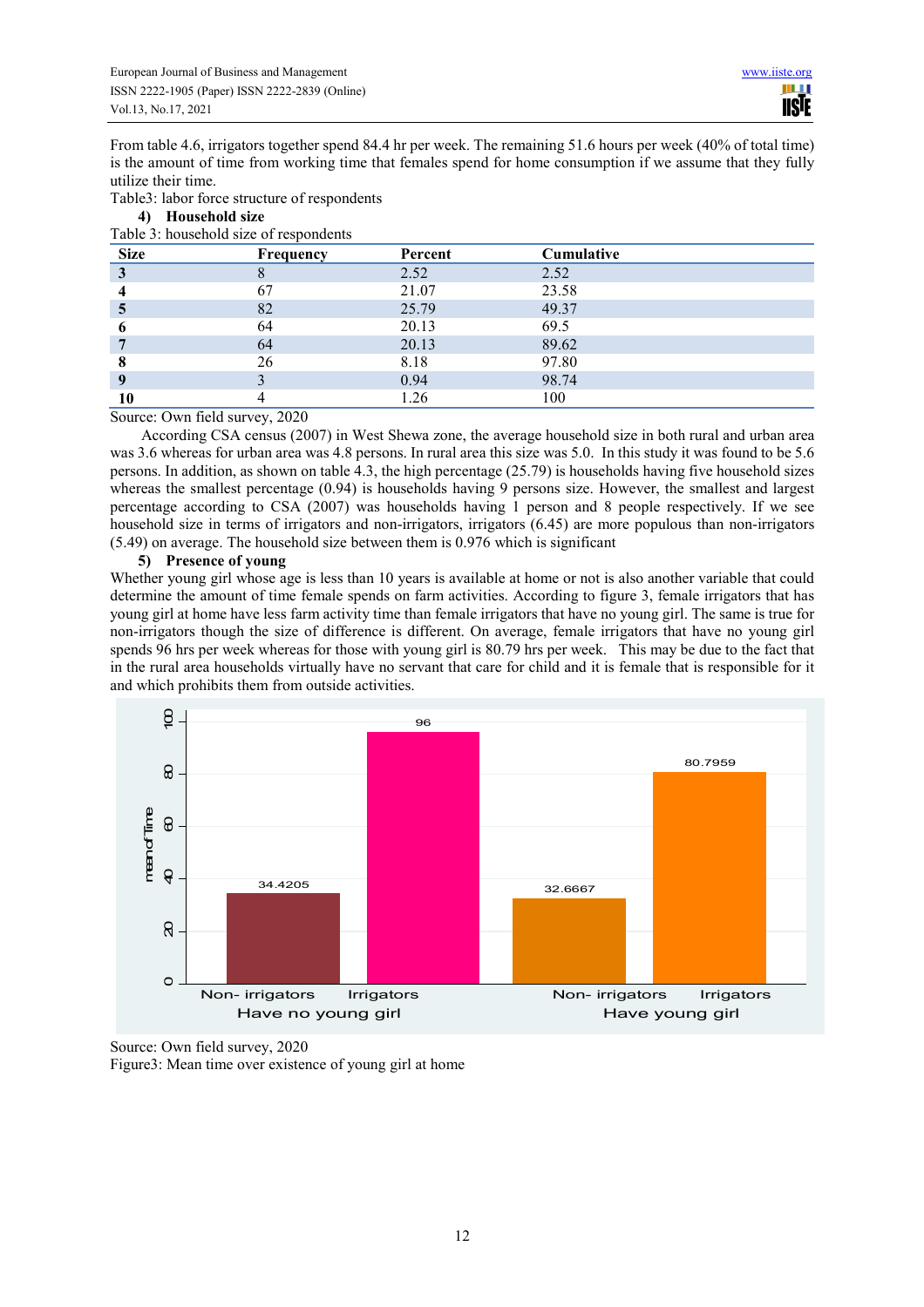From table 4.6, irrigators together spend 84.4 hr per week. The remaining 51.6 hours per week (40% of total time) is the amount of time from working time that females spend for home consumption if we assume that they fully utilize their time.

Table3: labor force structure of respondents

**4) Household size**

Table 3: household size of respondents

| Size | Frequency | Percent | Cumulative |
|---|---|---|---|
| **3** | 8 | 2.52 | 2.52 |
| **4** | 67 | 21.07 | 23.58 |
| **5** | 82 | 25.79 | 49.37 |
| **6** | 64 | 20.13 | 69.5 |
| **7** | 64 | 20.13 | 89.62 |
| **8** | 26 | 8.18 | 97.80 |
| **9** | 3 | 0.94 | 98.74 |
| **10** | 4 | 1.26 | 100 |

Source: Own field survey, 2020

According CSA census (2007) in West Shewa zone, the average household size in both rural and urban area was 3.6 whereas for urban area was 4.8 persons. In rural area this size was 5.0. In this study it was found to be 5.6 persons. In addition, as shown on table 4.3, the high percentage (25.79) is households having five household sizes whereas the smallest percentage (0.94) is households having 9 persons size. However, the smallest and largest percentage according to CSA (2007) was households having 1 person and 8 people respectively. If we see household size in terms of irrigators and non-irrigators, irrigators (6.45) are more populous than non-irrigators (5.49) on average. The household size between them is 0.976 which is significant

**5) Presence of young**

Whether young girl whose age is less than 10 years is available at home or not is also another variable that could determine the amount of time female spends on farm activities. According to figure 3, female irrigators that has young girl at home have less farm activity time than female irrigators that have no young girl. The same is true for non-irrigators though the size of difference is different. On average, female irrigators that have no young girl spends 96 hrs per week whereas for those with young girl is 80.79 hrs per week. This may be due to the fact that in the rural area households virtually have no servant that care for child and it is female that is responsible for it and which prohibits them from outside activities.

Source: Own field survey, 2020

Figure3: Mean time over existence of young girl at home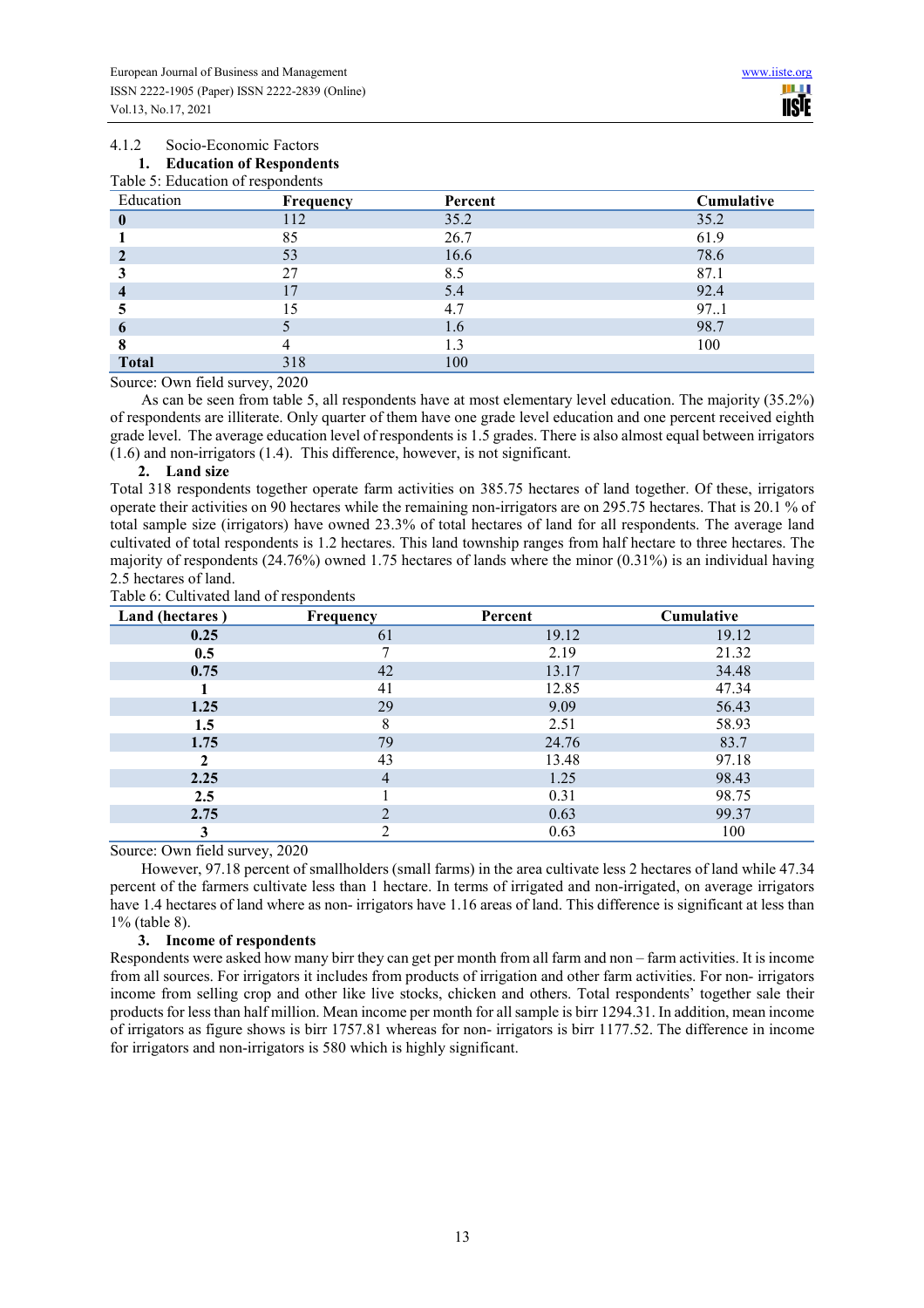### 4.1.2 Socio-Economic Factors

#### 1. Education of Respondents

Table 5: Education of respondents

| Education | Frequency | Percent | Cumulative |
|---|---|---|---|
| **0** | 112 | 35.2 | 35.2 |
| **1** | 85 | 26.7 | 61.9 |
| **2** | 53 | 16.6 | 78.6 |
| **3** | 27 | 8.5 | 87.1 |
| **4** | 17 | 5.4 | 92.4 |
| **5** | 15 | 4.7 | 97..1 |
| **6** | 5 | 1.6 | 98.7 |
| **8** | 4 | 1.3 | 100 |
| **Total** | 318 | 100 | |

Source: Own field survey, 2020

As can be seen from table 5, all respondents have at most elementary level education. The majority (35.2%) of respondents are illiterate. Only quarter of them have one grade level education and one percent received eighth grade level. The average education level of respondents is 1.5 grades. There is also almost equal between irrigators (1.6) and non-irrigators (1.4). This difference, however, is not significant.

#### 2. Land size

Total 318 respondents together operate farm activities on 385.75 hectares of land together. Of these, irrigators operate their activities on 90 hectares while the remaining non-irrigators are on 295.75 hectares. That is 20.1 % of total sample size (irrigators) have owned 23.3% of total hectares of land for all respondents. The average land cultivated of total respondents is 1.2 hectares. This land township ranges from half hectare to three hectares. The majority of respondents (24.76%) owned 1.75 hectares of lands where the minor (0.31%) is an individual having 2.5 hectares of land.

Table 6: Cultivated land of respondents

| Land (hectares ) | Frequency | Percent | Cumulative |
|---|---|---|---|
| **0.25** | 61 | 19.12 | 19.12 |
| **0.5** | 7 | 2.19 | 21.32 |
| **0.75** | 42 | 13.17 | 34.48 |
| **1** | 41 | 12.85 | 47.34 |
| **1.25** | 29 | 9.09 | 56.43 |
| **1.5** | 8 | 2.51 | 58.93 |
| **1.75** | 79 | 24.76 | 83.7 |
| **2** | 43 | 13.48 | 97.18 |
| **2.25** | 4 | 1.25 | 98.43 |
| **2.5** | 1 | 0.31 | 98.75 |
| **2.75** | 2 | 0.63 | 99.37 |
| **3** | 2 | 0.63 | 100 |

Source: Own field survey, 2020

However, 97.18 percent of smallholders (small farms) in the area cultivate less 2 hectares of land while 47.34 percent of the farmers cultivate less than 1 hectare. In terms of irrigated and non-irrigated, on average irrigators have 1.4 hectares of land where as non- irrigators have 1.16 areas of land. This difference is significant at less than 1% (table 8).

#### 3. Income of respondents

Respondents were asked how many birr they can get per month from all farm and non – farm activities. It is income from all sources. For irrigators it includes from products of irrigation and other farm activities. For non- irrigators income from selling crop and other like live stocks, chicken and others. Total respondents' together sale their products for less than half million. Mean income per month for all sample is birr 1294.31. In addition, mean income of irrigators as figure shows is birr 1757.81 whereas for non- irrigators is birr 1177.52. The difference in income for irrigators and non-irrigators is 580 which is highly significant.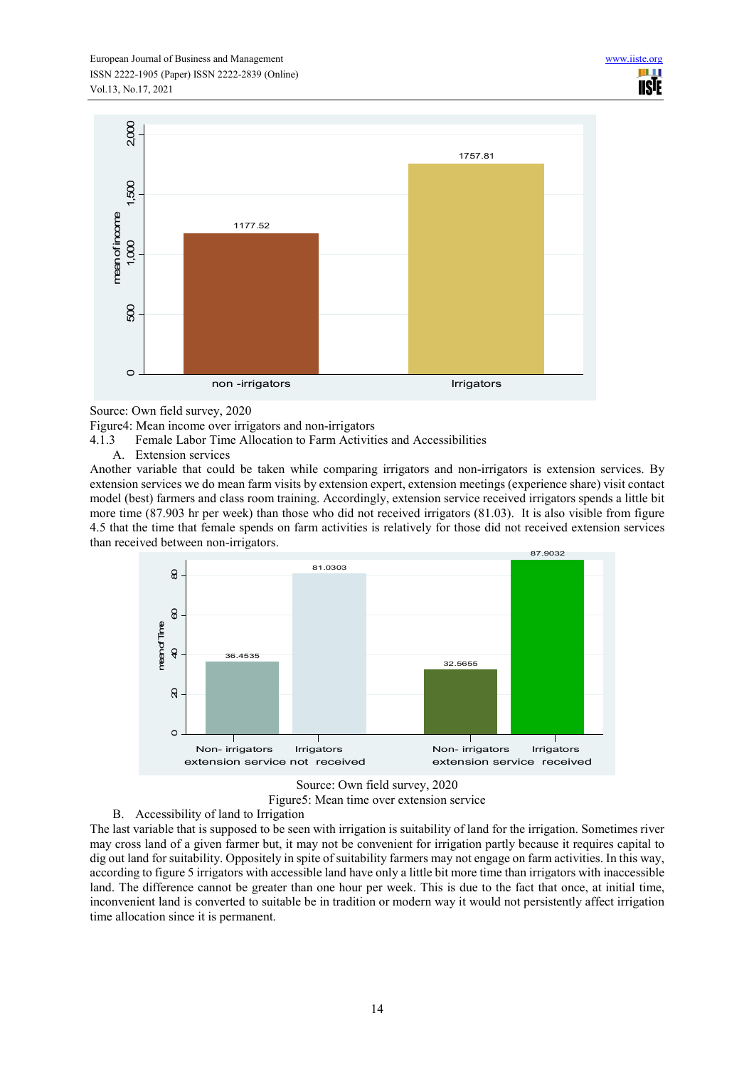Source: Own field survey, 2020

Figure4: Mean income over irrigators and non-irrigators

### 4.1.3 Female Labor Time Allocation to Farm Activities and Accessibilities

#### A. Extension services

Another variable that could be taken while comparing irrigators and non-irrigators is extension services. By extension services we do mean farm visits by extension expert, extension meetings (experience share) visit contact model (best) farmers and class room training. Accordingly, extension service received irrigators spends a little bit more time (87.903 hr per week) than those who did not received irrigators (81.03). It is also visible from figure 4.5 that the time that female spends on farm activities is relatively for those did not received extension services than received between non-irrigators.

Source: Own field survey, 2020

Figure5: Mean time over extension service

#### B. Accessibility of land to Irrigation

The last variable that is supposed to be seen with irrigation is suitability of land for the irrigation. Sometimes river may cross land of a given farmer but, it may not be convenient for irrigation partly because it requires capital to dig out land for suitability. Oppositely in spite of suitability farmers may not engage on farm activities. In this way, according to figure 5 irrigators with accessible land have only a little bit more time than irrigators with inaccessible land. The difference cannot be greater than one hour per week. This is due to the fact that once, at initial time, inconvenient land is converted to suitable be in tradition or modern way it would not persistently affect irrigation time allocation since it is permanent.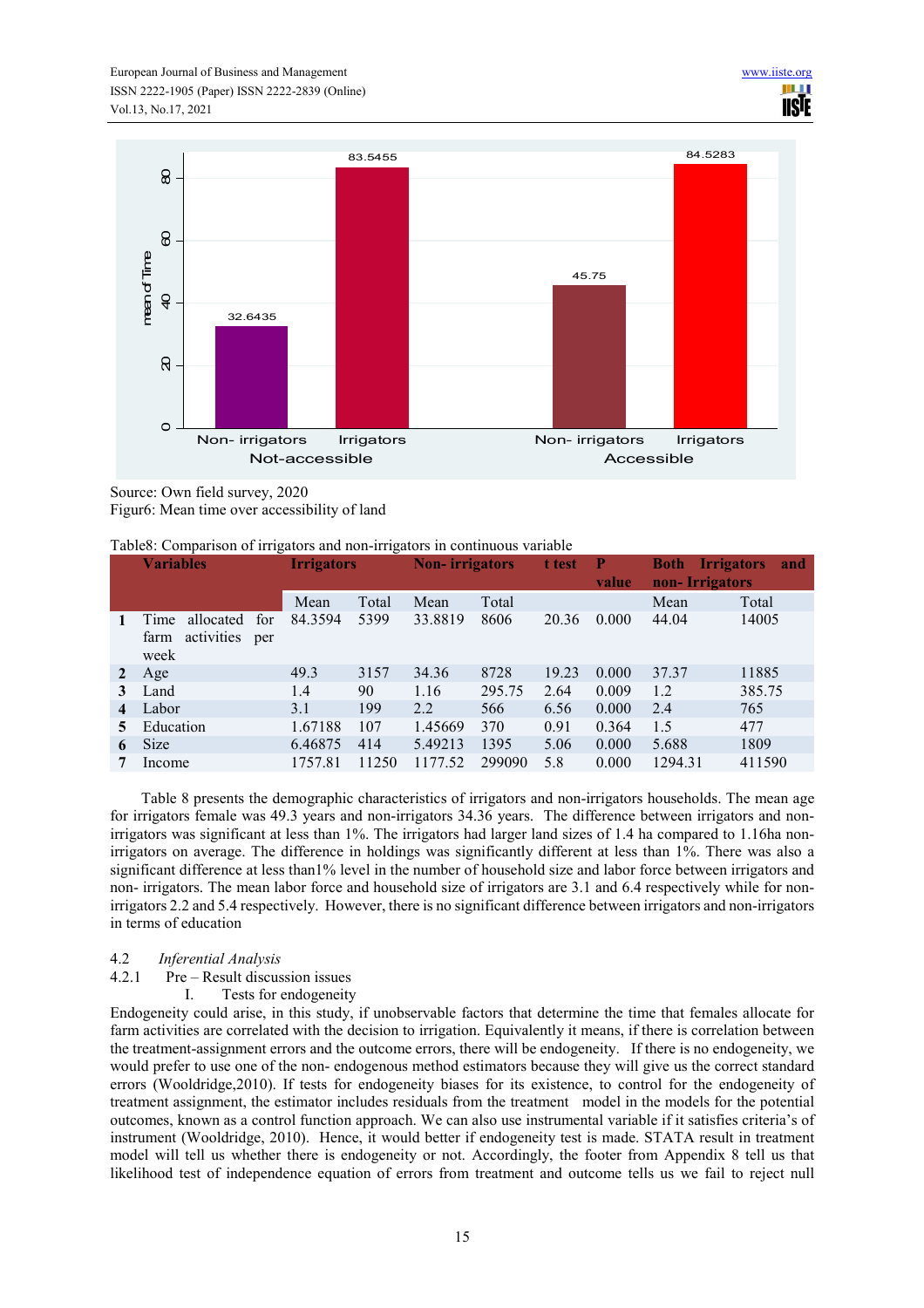Source: Own field survey, 2020

Figur6: Mean time over accessibility of land

Table8: Comparison of irrigators and non-irrigators in continuous variable

| | Variables | Irrigators | | Non- irrigators | | t test | P value | Both Irrigators and non- Irrigators | |
|---|---|---|---|---|---|---|---|---|---|
| | | Mean | Total | Mean | Total | | | Mean | Total |
| 1 | Time allocated for farm activities per week | 84.3594 | 5399 | 33.8819 | 8606 | 20.36 | 0.000 | 44.04 | 14005 |
| 2 | Age | 49.3 | 3157 | 34.36 | 8728 | 19.23 | 0.000 | 37.37 | 11885 |
| 3 | Land | 1.4 | 90 | 1.16 | 295.75 | 2.64 | 0.009 | 1.2 | 385.75 |
| 4 | Labor | 3.1 | 199 | 2.2 | 566 | 6.56 | 0.000 | 2.4 | 765 |
| 5 | Education | 1.67188 | 107 | 1.45669 | 370 | 0.91 | 0.364 | 1.5 | 477 |
| 6 | Size | 6.46875 | 414 | 5.49213 | 1395 | 5.06 | 0.000 | 5.688 | 1809 |
| 7 | Income | 1757.81 | 11250 | 1177.52 | 299090 | 5.8 | 0.000 | 1294.31 | 411590 |

Table 8 presents the demographic characteristics of irrigators and non-irrigators households. The mean age for irrigators female was 49.3 years and non-irrigators 34.36 years. The difference between irrigators and non-irrigators was significant at less than 1%. The irrigators had larger land sizes of 1.4 ha compared to 1.16ha non-irrigators on average. The difference in holdings was significantly different at less than 1%. There was also a significant difference at less than1% level in the number of household size and labor force between irrigators and non- irrigators. The mean labor force and household size of irrigators are 3.1 and 6.4 respectively while for non-irrigators 2.2 and 5.4 respectively. However, there is no significant difference between irrigators and non-irrigators in terms of education

### 4.2 *Inferential Analysis*

#### 4.2.1 Pre – Result discussion issues

I. Tests for endogeneity

Endogeneity could arise, in this study, if unobservable factors that determine the time that females allocate for farm activities are correlated with the decision to irrigation. Equivalently it means, if there is correlation between the treatment-assignment errors and the outcome errors, there will be endogeneity. If there is no endogeneity, we would prefer to use one of the non- endogenous method estimators because they will give us the correct standard errors (Wooldridge,2010). If tests for endogeneity biases for its existence, to control for the endogeneity of treatment assignment, the estimator includes residuals from the treatment model in the models for the potential outcomes, known as a control function approach. We can also use instrumental variable if it satisfies criteria's of instrument (Wooldridge, 2010). Hence, it would better if endogeneity test is made. STATA result in treatment model will tell us whether there is endogeneity or not. Accordingly, the footer from Appendix 8 tell us that likelihood test of independence equation of errors from treatment and outcome tells us we fail to reject null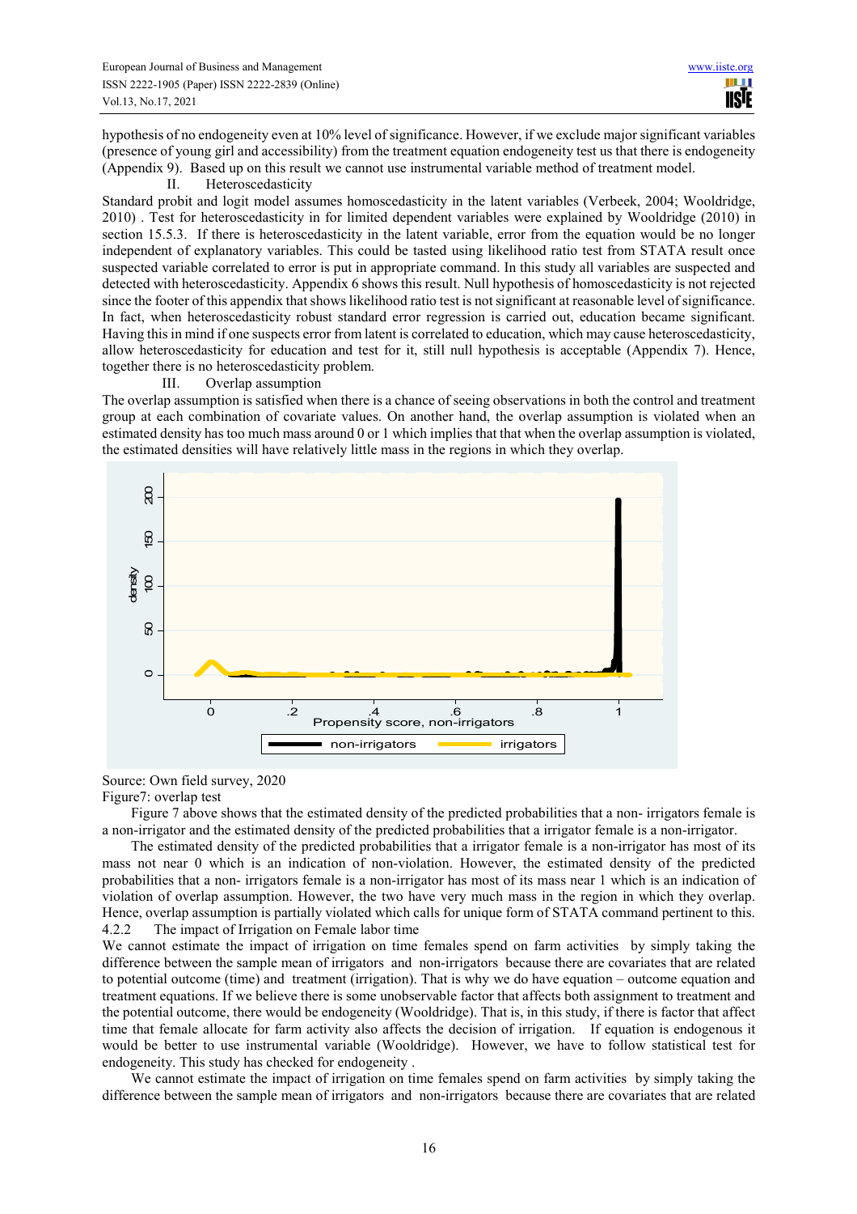hypothesis of no endogeneity even at 10% level of significance. However, if we exclude major significant variables (presence of young girl and accessibility) from the treatment equation endogeneity test us that there is endogeneity (Appendix 9). Based up on this result we cannot use instrumental variable method of treatment model.

II. Heteroscedasticity

Standard probit and logit model assumes homoscedasticity in the latent variables (Verbeek, 2004; Wooldridge, 2010) . Test for heteroscedasticity in for limited dependent variables were explained by Wooldridge (2010) in section 15.5.3. If there is heteroscedasticity in the latent variable, error from the equation would be no longer independent of explanatory variables. This could be tasted using likelihood ratio test from STATA result once suspected variable correlated to error is put in appropriate command. In this study all variables are suspected and detected with heteroscedasticity. Appendix 6 shows this result. Null hypothesis of homoscedasticity is not rejected since the footer of this appendix that shows likelihood ratio test is not significant at reasonable level of significance. In fact, when heteroscedasticity robust standard error regression is carried out, education became significant. Having this in mind if one suspects error from latent is correlated to education, which may cause heteroscedasticity, allow heteroscedasticity for education and test for it, still null hypothesis is acceptable (Appendix 7). Hence, together there is no heteroscedasticity problem.

III. Overlap assumption

The overlap assumption is satisfied when there is a chance of seeing observations in both the control and treatment group at each combination of covariate values. On another hand, the overlap assumption is violated when an estimated density has too much mass around 0 or 1 which implies that that when the overlap assumption is violated, the estimated densities will have relatively little mass in the regions in which they overlap.

Source: Own field survey, 2020

Figure7: overlap test

Figure 7 above shows that the estimated density of the predicted probabilities that a non- irrigators female is a non-irrigator and the estimated density of the predicted probabilities that a irrigator female is a non-irrigator.

The estimated density of the predicted probabilities that a irrigator female is a non-irrigator has most of its mass not near 0 which is an indication of non-violation. However, the estimated density of the predicted probabilities that a non- irrigators female is a non-irrigator has most of its mass near 1 which is an indication of violation of overlap assumption. However, the two have very much mass in the region in which they overlap. Hence, overlap assumption is partially violated which calls for unique form of STATA command pertinent to this.

4.2.2 The impact of Irrigation on Female labor time

We cannot estimate the impact of irrigation on time females spend on farm activities by simply taking the difference between the sample mean of irrigators and non-irrigators because there are covariates that are related to potential outcome (time) and treatment (irrigation). That is why we do have equation – outcome equation and treatment equations. If we believe there is some unobservable factor that affects both assignment to treatment and the potential outcome, there would be endogeneity (Wooldridge). That is, in this study, if there is factor that affect time that female allocate for farm activity also affects the decision of irrigation. If equation is endogenous it would be better to use instrumental variable (Wooldridge). However, we have to follow statistical test for endogeneity. This study has checked for endogeneity .

We cannot estimate the impact of irrigation on time females spend on farm activities by simply taking the difference between the sample mean of irrigators and non-irrigators because there are covariates that are related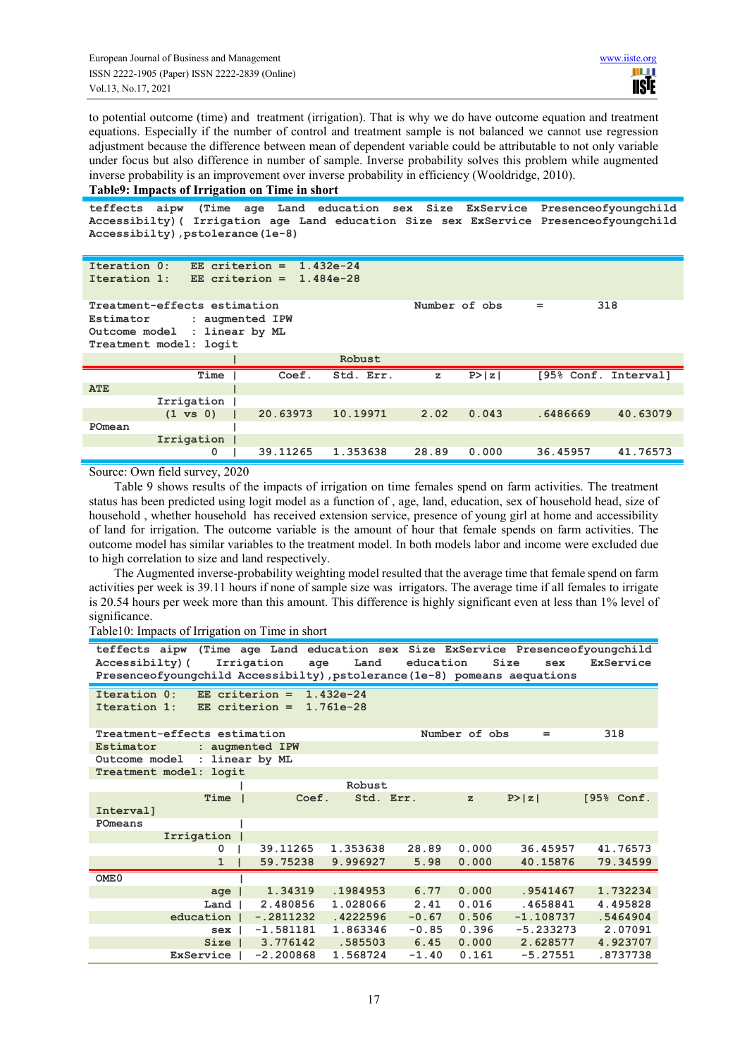to potential outcome (time) and treatment (irrigation). That is why we do have outcome equation and treatment equations. Especially if the number of control and treatment sample is not balanced we cannot use regression adjustment because the difference between mean of dependent variable could be attributable to not only variable under focus but also difference in number of sample. Inverse probability solves this problem while augmented inverse probability is an improvement over inverse probability in efficiency (Wooldridge, 2010).

**Table9: Impacts of Irrigation on Time in short**

```
teffects aipw (Time age Land education sex Size ExService Presenceofyoungchild
Accessibilty)( Irrigation age Land education Size sex ExService Presenceofyoungchild
Accessibilty),pstolerance(1e-8)

Iteration 0:   EE criterion =  1.432e-24
Iteration 1:   EE criterion =  1.484e-28

Treatment-effects estimation                    Number of obs     =        318
Estimator      : augmented IPW
Outcome model  : linear by ML
Treatment model: logit
```

| Time | Coef. | Robust Std. Err. | z | P>\|z\| | [95% Conf. | Interval] |
|---|---|---|---|---|---|---|
| **ATE** | | | | | | |
| Irrigation | | | | | | |
| (1 vs 0) | 20.63973 | 10.19971 | 2.02 | 0.043 | .6486669 | 40.63079 |
| POmean | | | | | | |
| Irrigation | | | | | | |
| 0 | 39.11265 | 1.353638 | 28.89 | 0.000 | 36.45957 | 41.76573 |

Source: Own field survey, 2020

Table 9 shows results of the impacts of irrigation on time females spend on farm activities. The treatment status has been predicted using logit model as a function of , age, land, education, sex of household head, size of household , whether household has received extension service, presence of young girl at home and accessibility of land for irrigation. The outcome variable is the amount of hour that female spends on farm activities. The outcome model has similar variables to the treatment model. In both models labor and income were excluded due to high correlation to size and land respectively.

The Augmented inverse-probability weighting model resulted that the average time that female spend on farm activities per week is 39.11 hours if none of sample size was irrigators. The average time if all females to irrigate is 20.54 hours per week more than this amount. This difference is highly significant even at less than 1% level of significance.

Table10: Impacts of Irrigation on Time in short

```
teffects aipw (Time age Land education sex Size ExService Presenceofyoungchild
Accessibilty)(   Irrigation    age    Land    education    Size    sex    ExService
Presenceofyoungchild Accessibilty),pstolerance(1e-8) pomeans aequations

Iteration 0:   EE criterion =  1.432e-24
Iteration 1:   EE criterion =  1.761e-28

Treatment-effects estimation                    Number of obs     =        318
Estimator      : augmented IPW
Outcome model  : linear by ML
Treatment model: logit
```

| Time | Coef. | Robust Std. Err. | z | P>\|z\| | [95% Conf. | Interval] |
|---|---|---|---|---|---|---|
| POmeans | | | | | | |
| Irrigation | | | | | | |
| 0 | 39.11265 | 1.353638 | 28.89 | 0.000 | 36.45957 | 41.76573 |
| 1 | 59.75238 | 9.996927 | 5.98 | 0.000 | 40.15876 | 79.34599 |
| OME0 | | | | | | |
| age | 1.34319 | .1984953 | 6.77 | 0.000 | .9541467 | 1.732234 |
| Land | 2.480856 | 1.028066 | 2.41 | 0.016 | .4658841 | 4.495828 |
| education | -.2811232 | .4222596 | -0.67 | 0.506 | -1.108737 | .5464904 |
| sex | -1.581181 | 1.863346 | -0.85 | 0.396 | -5.233273 | 2.07091 |
| Size | 3.776142 | .585503 | 6.45 | 0.000 | 2.628577 | 4.923707 |
| ExService | -2.200868 | 1.568724 | -1.40 | 0.161 | -5.27551 | .8737738 |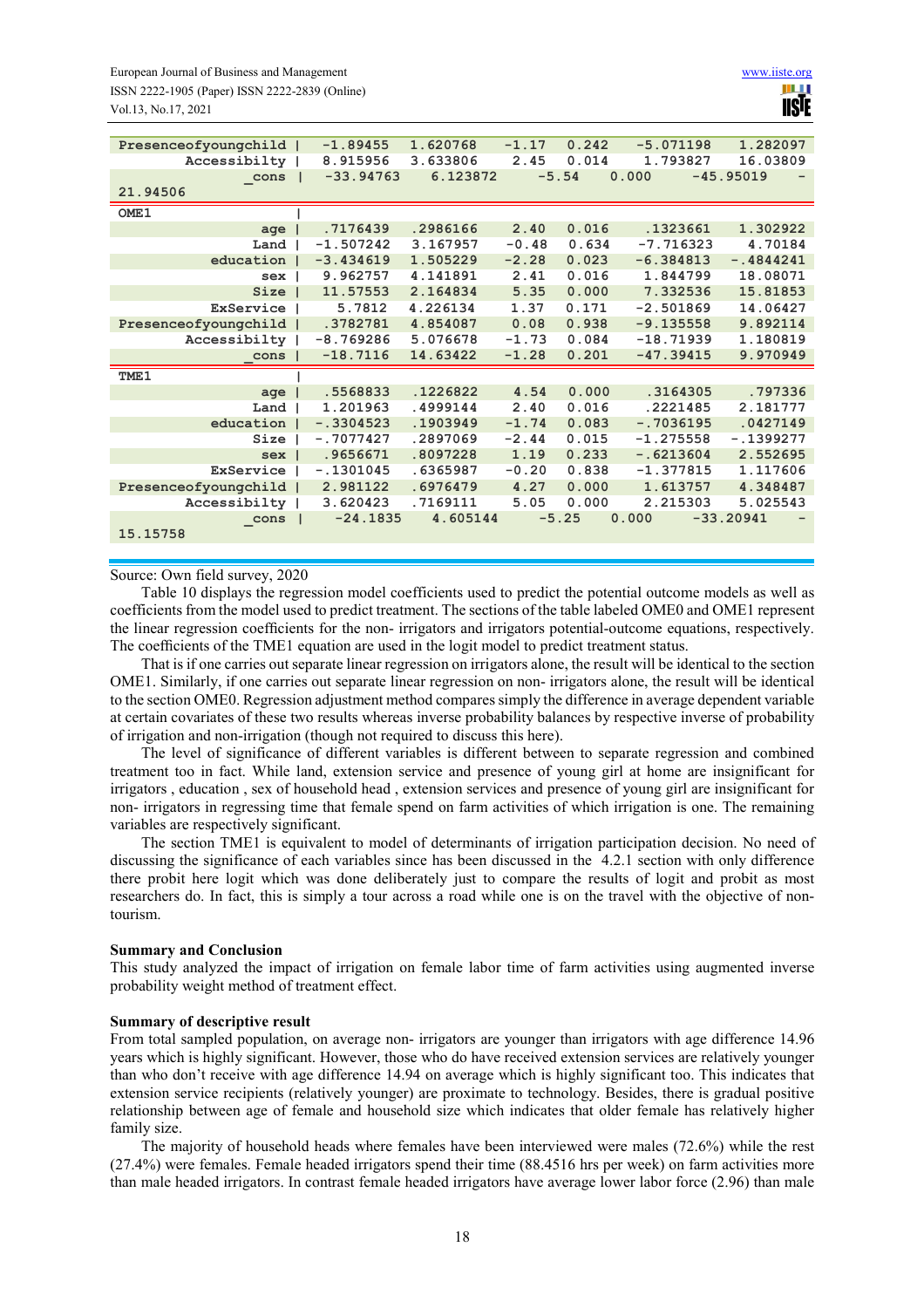| | | | | | | |
|---|---|---|---|---|---|---|
| Presenceofyoungchild | -1.89455 | 1.620768 | -1.17 | 0.242 | -5.071198 | 1.282097 |
| Accessibilty | 8.915956 | 3.633806 | 2.45 | 0.014 | 1.793827 | 16.03809 |
| _cons | -33.94763 | 6.123872 | -5.54 | 0.000 | -45.95019 | -21.94506 |
| **OME1** | | | | | | |
| age | .7176439 | .2986166 | 2.40 | 0.016 | .1323661 | 1.302922 |
| Land | -1.507242 | 3.167957 | -0.48 | 0.634 | -7.716323 | 4.70184 |
| education | -3.434619 | 1.505229 | -2.28 | 0.023 | -6.384813 | -.4844241 |
| sex | 9.962757 | 4.141891 | 2.41 | 0.016 | 1.844799 | 18.08071 |
| Size | 11.57553 | 2.164834 | 5.35 | 0.000 | 7.332536 | 15.81853 |
| ExService | 5.7812 | 4.226134 | 1.37 | 0.171 | -2.501869 | 14.06427 |
| Presenceofyoungchild | .3782781 | 4.854087 | 0.08 | 0.938 | -9.135558 | 9.892114 |
| Accessibilty | -8.769286 | 5.076678 | -1.73 | 0.084 | -18.71939 | 1.180819 |
| _cons | -18.7116 | 14.63422 | -1.28 | 0.201 | -47.39415 | 9.970949 |
| **TME1** | | | | | | |
| age | .5568833 | .1226822 | 4.54 | 0.000 | .3164305 | .797336 |
| Land | 1.201963 | .4999144 | 2.40 | 0.016 | .2221485 | 2.181777 |
| education | -.3304523 | .1903949 | -1.74 | 0.083 | -.7036195 | .0427149 |
| Size | -.7077427 | .2897069 | -2.44 | 0.015 | -1.275558 | -.1399277 |
| sex | .9656671 | .8097228 | 1.19 | 0.233 | -.6213604 | 2.552695 |
| ExService | -.1301045 | .6365987 | -0.20 | 0.838 | -1.377815 | 1.117606 |
| Presenceofyoungchild | 2.981122 | .6976479 | 4.27 | 0.000 | 1.613757 | 4.348487 |
| Accessibilty | 3.620423 | .7169111 | 5.05 | 0.000 | 2.215303 | 5.025543 |
| _cons | -24.1835 | 4.605144 | -5.25 | 0.000 | -33.20941 | -15.15758 |

Source: Own field survey, 2020

Table 10 displays the regression model coefficients used to predict the potential outcome models as well as coefficients from the model used to predict treatment. The sections of the table labeled OME0 and OME1 represent the linear regression coefficients for the non- irrigators and irrigators potential-outcome equations, respectively. The coefficients of the TME1 equation are used in the logit model to predict treatment status.

That is if one carries out separate linear regression on irrigators alone, the result will be identical to the section OME1. Similarly, if one carries out separate linear regression on non- irrigators alone, the result will be identical to the section OME0. Regression adjustment method compares simply the difference in average dependent variable at certain covariates of these two results whereas inverse probability balances by respective inverse of probability of irrigation and non-irrigation (though not required to discuss this here).

The level of significance of different variables is different between to separate regression and combined treatment too in fact. While land, extension service and presence of young girl at home are insignificant for irrigators , education , sex of household head , extension services and presence of young girl are insignificant for non- irrigators in regressing time that female spend on farm activities of which irrigation is one. The remaining variables are respectively significant.

The section TME1 is equivalent to model of determinants of irrigation participation decision. No need of discussing the significance of each variables since has been discussed in the 4.2.1 section with only difference there probit here logit which was done deliberately just to compare the results of logit and probit as most researchers do. In fact, this is simply a tour across a road while one is on the travel with the objective of non-tourism.

**Summary and Conclusion**

This study analyzed the impact of irrigation on female labor time of farm activities using augmented inverse probability weight method of treatment effect.

**Summary of descriptive result**

From total sampled population, on average non- irrigators are younger than irrigators with age difference 14.96 years which is highly significant. However, those who do have received extension services are relatively younger than who don't receive with age difference 14.94 on average which is highly significant too. This indicates that extension service recipients (relatively younger) are proximate to technology. Besides, there is gradual positive relationship between age of female and household size which indicates that older female has relatively higher family size.

The majority of household heads where females have been interviewed were males (72.6%) while the rest (27.4%) were females. Female headed irrigators spend their time (88.4516 hrs per week) on farm activities more than male headed irrigators. In contrast female headed irrigators have average lower labor force (2.96) than male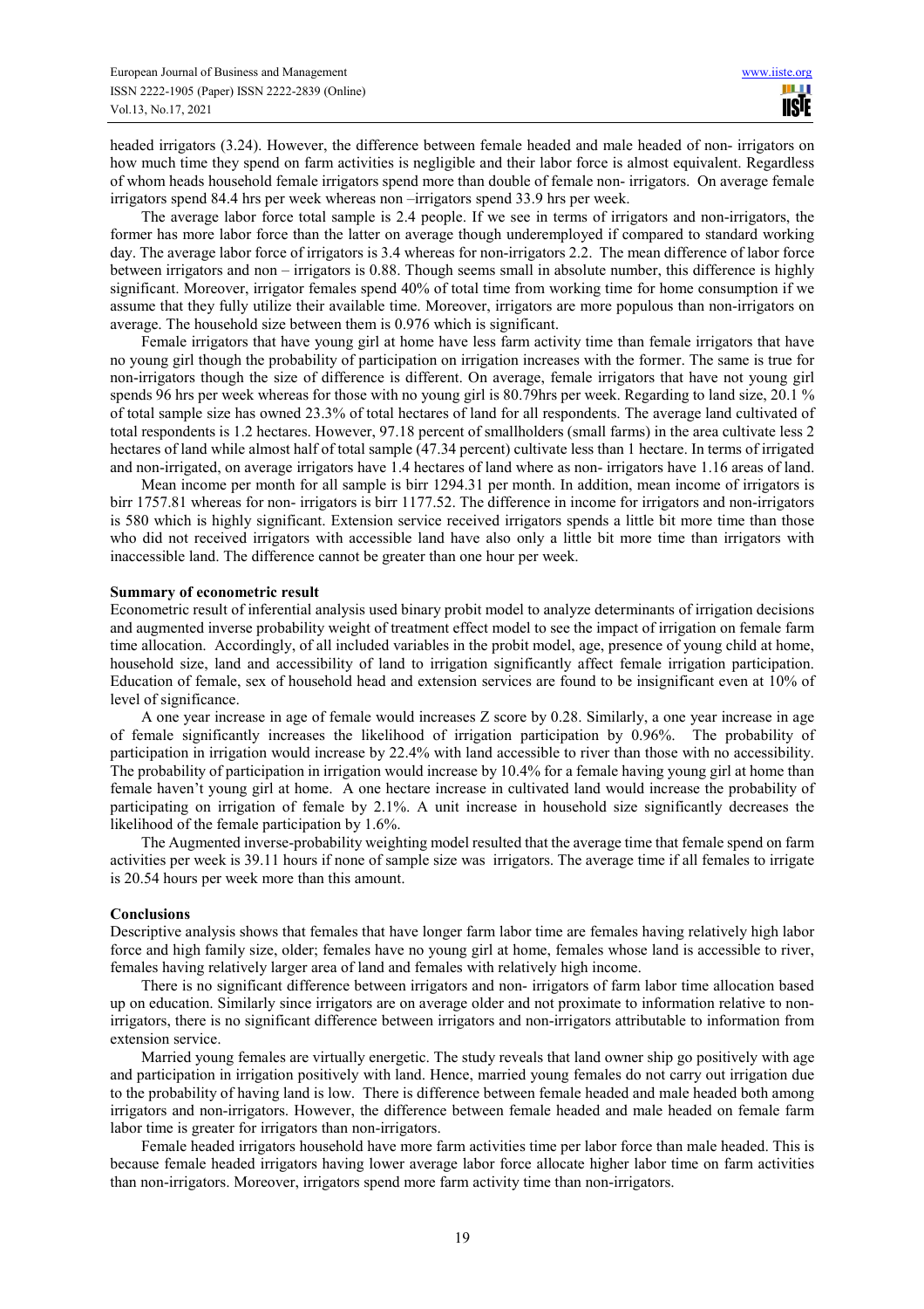headed irrigators (3.24). However, the difference between female headed and male headed of non- irrigators on how much time they spend on farm activities is negligible and their labor force is almost equivalent. Regardless of whom heads household female irrigators spend more than double of female non- irrigators. On average female irrigators spend 84.4 hrs per week whereas non –irrigators spend 33.9 hrs per week.

The average labor force total sample is 2.4 people. If we see in terms of irrigators and non-irrigators, the former has more labor force than the latter on average though underemployed if compared to standard working day. The average labor force of irrigators is 3.4 whereas for non-irrigators 2.2. The mean difference of labor force between irrigators and non – irrigators is 0.88. Though seems small in absolute number, this difference is highly significant. Moreover, irrigator females spend 40% of total time from working time for home consumption if we assume that they fully utilize their available time. Moreover, irrigators are more populous than non-irrigators on average. The household size between them is 0.976 which is significant.

Female irrigators that have young girl at home have less farm activity time than female irrigators that have no young girl though the probability of participation on irrigation increases with the former. The same is true for non-irrigators though the size of difference is different. On average, female irrigators that have not young girl spends 96 hrs per week whereas for those with no young girl is 80.79hrs per week. Regarding to land size, 20.1 % of total sample size has owned 23.3% of total hectares of land for all respondents. The average land cultivated of total respondents is 1.2 hectares. However, 97.18 percent of smallholders (small farms) in the area cultivate less 2 hectares of land while almost half of total sample (47.34 percent) cultivate less than 1 hectare. In terms of irrigated and non-irrigated, on average irrigators have 1.4 hectares of land where as non- irrigators have 1.16 areas of land.

Mean income per month for all sample is birr 1294.31 per month. In addition, mean income of irrigators is birr 1757.81 whereas for non- irrigators is birr 1177.52. The difference in income for irrigators and non-irrigators is 580 which is highly significant. Extension service received irrigators spends a little bit more time than those who did not received irrigators with accessible land have also only a little bit more time than irrigators with inaccessible land. The difference cannot be greater than one hour per week.

**Summary of econometric result**

Econometric result of inferential analysis used binary probit model to analyze determinants of irrigation decisions and augmented inverse probability weight of treatment effect model to see the impact of irrigation on female farm time allocation. Accordingly, of all included variables in the probit model, age, presence of young child at home, household size, land and accessibility of land to irrigation significantly affect female irrigation participation. Education of female, sex of household head and extension services are found to be insignificant even at 10% of level of significance.

A one year increase in age of female would increases Z score by 0.28. Similarly, a one year increase in age of female significantly increases the likelihood of irrigation participation by 0.96%. The probability of participation in irrigation would increase by 22.4% with land accessible to river than those with no accessibility. The probability of participation in irrigation would increase by 10.4% for a female having young girl at home than female haven't young girl at home. A one hectare increase in cultivated land would increase the probability of participating on irrigation of female by 2.1%. A unit increase in household size significantly decreases the likelihood of the female participation by 1.6%.

The Augmented inverse-probability weighting model resulted that the average time that female spend on farm activities per week is 39.11 hours if none of sample size was irrigators. The average time if all females to irrigate is 20.54 hours per week more than this amount.

**Conclusions**

Descriptive analysis shows that females that have longer farm labor time are females having relatively high labor force and high family size, older; females have no young girl at home, females whose land is accessible to river, females having relatively larger area of land and females with relatively high income.

There is no significant difference between irrigators and non- irrigators of farm labor time allocation based up on education. Similarly since irrigators are on average older and not proximate to information relative to non-irrigators, there is no significant difference between irrigators and non-irrigators attributable to information from extension service.

Married young females are virtually energetic. The study reveals that land owner ship go positively with age and participation in irrigation positively with land. Hence, married young females do not carry out irrigation due to the probability of having land is low. There is difference between female headed and male headed both among irrigators and non-irrigators. However, the difference between female headed and male headed on female farm labor time is greater for irrigators than non-irrigators.

Female headed irrigators household have more farm activities time per labor force than male headed. This is because female headed irrigators having lower average labor force allocate higher labor time on farm activities than non-irrigators. Moreover, irrigators spend more farm activity time than non-irrigators.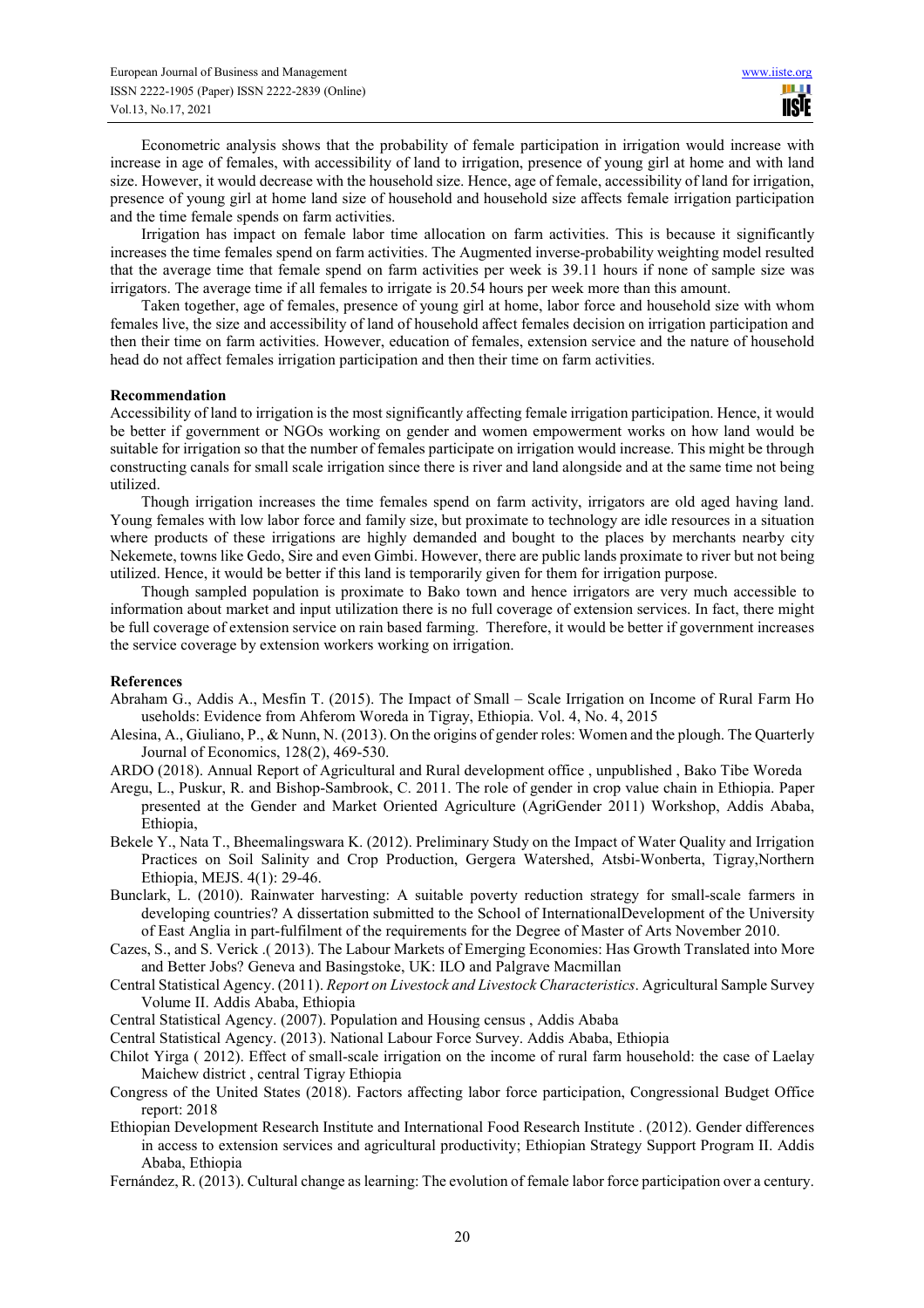Econometric analysis shows that the probability of female participation in irrigation would increase with increase in age of females, with accessibility of land to irrigation, presence of young girl at home and with land size. However, it would decrease with the household size. Hence, age of female, accessibility of land for irrigation, presence of young girl at home land size of household and household size affects female irrigation participation and the time female spends on farm activities.

Irrigation has impact on female labor time allocation on farm activities. This is because it significantly increases the time females spend on farm activities. The Augmented inverse-probability weighting model resulted that the average time that female spend on farm activities per week is 39.11 hours if none of sample size was irrigators. The average time if all females to irrigate is 20.54 hours per week more than this amount.

Taken together, age of females, presence of young girl at home, labor force and household size with whom females live, the size and accessibility of land of household affect females decision on irrigation participation and then their time on farm activities. However, education of females, extension service and the nature of household head do not affect females irrigation participation and then their time on farm activities.

**Recommendation**

Accessibility of land to irrigation is the most significantly affecting female irrigation participation. Hence, it would be better if government or NGOs working on gender and women empowerment works on how land would be suitable for irrigation so that the number of females participate on irrigation would increase. This might be through constructing canals for small scale irrigation since there is river and land alongside and at the same time not being utilized.

Though irrigation increases the time females spend on farm activity, irrigators are old aged having land. Young females with low labor force and family size, but proximate to technology are idle resources in a situation where products of these irrigations are highly demanded and bought to the places by merchants nearby city Nekemete, towns like Gedo, Sire and even Gimbi. However, there are public lands proximate to river but not being utilized. Hence, it would be better if this land is temporarily given for them for irrigation purpose.

Though sampled population is proximate to Bako town and hence irrigators are very much accessible to information about market and input utilization there is no full coverage of extension services. In fact, there might be full coverage of extension service on rain based farming. Therefore, it would be better if government increases the service coverage by extension workers working on irrigation.

**References**

Abraham G., Addis A., Mesfin T. (2015). The Impact of Small – Scale Irrigation on Income of Rural Farm Ho useholds: Evidence from Ahferom Woreda in Tigray, Ethiopia. Vol. 4, No. 4, 2015

Alesina, A., Giuliano, P., & Nunn, N. (2013). On the origins of gender roles: Women and the plough. The Quarterly Journal of Economics, 128(2), 469-530.

ARDO (2018). Annual Report of Agricultural and Rural development office , unpublished , Bako Tibe Woreda

Aregu, L., Puskur, R. and Bishop-Sambrook, C. 2011. The role of gender in crop value chain in Ethiopia. Paper presented at the Gender and Market Oriented Agriculture (AgriGender 2011) Workshop, Addis Ababa, Ethiopia,

Bekele Y., Nata T., Bheemalingswara K. (2012). Preliminary Study on the Impact of Water Quality and Irrigation Practices on Soil Salinity and Crop Production, Gergera Watershed, Atsbi-Wonberta, Tigray,Northern Ethiopia, MEJS. 4(1): 29-46.

Bunclark, L. (2010). Rainwater harvesting: A suitable poverty reduction strategy for small-scale farmers in developing countries? A dissertation submitted to the School of InternationalDevelopment of the University of East Anglia in part-fulfilment of the requirements for the Degree of Master of Arts November 2010.

Cazes, S., and S. Verick .( 2013). The Labour Markets of Emerging Economies: Has Growth Translated into More and Better Jobs? Geneva and Basingstoke, UK: ILO and Palgrave Macmillan

Central Statistical Agency. (2011). *Report on Livestock and Livestock Characteristics*. Agricultural Sample Survey Volume II. Addis Ababa, Ethiopia

Central Statistical Agency. (2007). Population and Housing census , Addis Ababa

Central Statistical Agency. (2013). National Labour Force Survey. Addis Ababa, Ethiopia

Chilot Yirga ( 2012). Effect of small-scale irrigation on the income of rural farm household: the case of Laelay Maichew district , central Tigray Ethiopia

Congress of the United States (2018). Factors affecting labor force participation, Congressional Budget Office report: 2018

Ethiopian Development Research Institute and International Food Research Institute . (2012). Gender differences in access to extension services and agricultural productivity; Ethiopian Strategy Support Program II. Addis Ababa, Ethiopia

Fernández, R. (2013). Cultural change as learning: The evolution of female labor force participation over a century.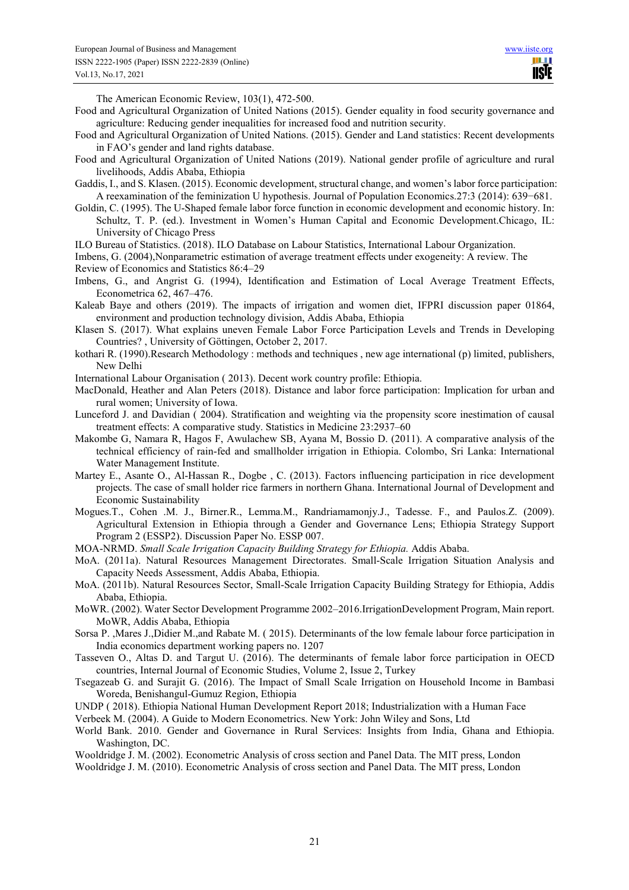The American Economic Review, 103(1), 472-500.

Food and Agricultural Organization of United Nations (2015). Gender equality in food security governance and agriculture: Reducing gender inequalities for increased food and nutrition security.

Food and Agricultural Organization of United Nations. (2015). Gender and Land statistics: Recent developments in FAO's gender and land rights database.

Food and Agricultural Organization of United Nations (2019). National gender profile of agriculture and rural livelihoods, Addis Ababa, Ethiopia

Gaddis, I., and S. Klasen. (2015). Economic development, structural change, and women's labor force participation: A reexamination of the feminization U hypothesis. Journal of Population Economics.27:3 (2014): 639−681.

Goldin, C. (1995). The U-Shaped female labor force function in economic development and economic history. In: Schultz, T. P. (ed.). Investment in Women's Human Capital and Economic Development.Chicago, IL: University of Chicago Press

ILO Bureau of Statistics. (2018). ILO Database on Labour Statistics, International Labour Organization.

Imbens, G. (2004),Nonparametric estimation of average treatment effects under exogeneity: A review. The Review of Economics and Statistics 86:4–29

Imbens, G., and Angrist G. (1994), Identification and Estimation of Local Average Treatment Effects, Econometrica 62, 467–476.

Kaleab Baye and others (2019). The impacts of irrigation and women diet, IFPRI discussion paper 01864, environment and production technology division, Addis Ababa, Ethiopia

Klasen S. (2017). What explains uneven Female Labor Force Participation Levels and Trends in Developing Countries? , University of Göttingen, October 2, 2017.

kothari R. (1990).Research Methodology : methods and techniques , new age international (p) limited, publishers, New Delhi

International Labour Organisation ( 2013). Decent work country profile: Ethiopia.

MacDonald, Heather and Alan Peters (2018). Distance and labor force participation: Implication for urban and rural women; University of Iowa.

Lunceford J. and Davidian ( 2004). Stratification and weighting via the propensity score inestimation of causal treatment effects: A comparative study. Statistics in Medicine 23:2937–60

Makombe G, Namara R, Hagos F, Awulachew SB, Ayana M, Bossio D. (2011). A comparative analysis of the technical efficiency of rain-fed and smallholder irrigation in Ethiopia. Colombo, Sri Lanka: International Water Management Institute.

Martey E., Asante O., Al-Hassan R., Dogbe , C. (2013). Factors influencing participation in rice development projects. The case of small holder rice farmers in northern Ghana. International Journal of Development and Economic Sustainability

Mogues.T., Cohen .M. J., Birner.R., Lemma.M., Randriamamonjy.J., Tadesse. F., and Paulos.Z. (2009). Agricultural Extension in Ethiopia through a Gender and Governance Lens; Ethiopia Strategy Support Program 2 (ESSP2). Discussion Paper No. ESSP 007.

MOA-NRMD. *Small Scale Irrigation Capacity Building Strategy for Ethiopia.* Addis Ababa.

MoA. (2011a). Natural Resources Management Directorates. Small-Scale Irrigation Situation Analysis and Capacity Needs Assessment, Addis Ababa, Ethiopia.

MoA. (2011b). Natural Resources Sector, Small-Scale Irrigation Capacity Building Strategy for Ethiopia, Addis Ababa, Ethiopia.

MoWR. (2002). Water Sector Development Programme 2002–2016.IrrigationDevelopment Program, Main report. MoWR, Addis Ababa, Ethiopia

Sorsa P. ,Mares J.,Didier M.,and Rabate M. ( 2015). Determinants of the low female labour force participation in India economics department working papers no. 1207

Tasseven O., Altas D. and Targut U. (2016). The determinants of female labor force participation in OECD countries, Internal Journal of Economic Studies, Volume 2, Issue 2, Turkey

Tsegazeab G. and Surajit G. (2016). The Impact of Small Scale Irrigation on Household Income in Bambasi Woreda, Benishangul-Gumuz Region, Ethiopia

UNDP ( 2018). Ethiopia National Human Development Report 2018; Industrialization with a Human Face

Verbeek M. (2004). A Guide to Modern Econometrics. New York: John Wiley and Sons, Ltd

World Bank. 2010. Gender and Governance in Rural Services: Insights from India, Ghana and Ethiopia. Washington, DC.

Wooldridge J. M. (2002). Econometric Analysis of cross section and Panel Data. The MIT press, London

Wooldridge J. M. (2010). Econometric Analysis of cross section and Panel Data. The MIT press, London